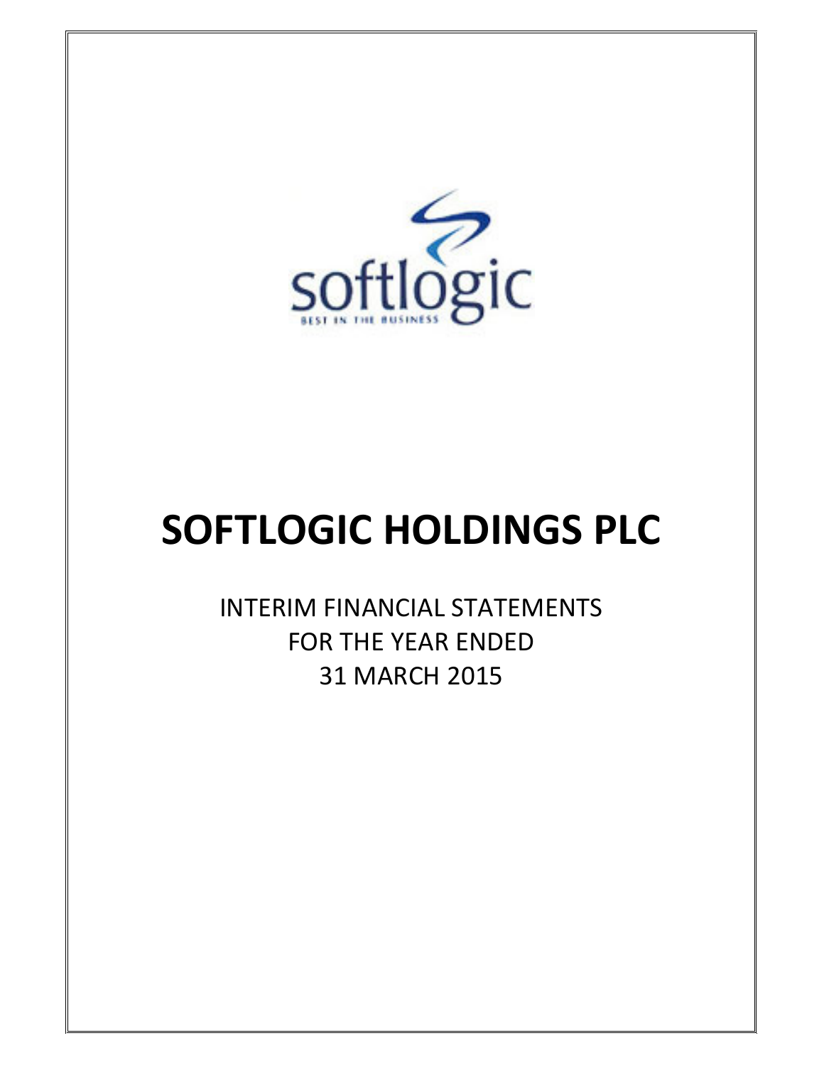softlogic

BEST IN THE BUSINESS

# SOFTLOGIC HOLDINGS PLC

INTERIM FINANCIAL STATEMENTS
FOR THE YEAR ENDED
31 MARCH 2015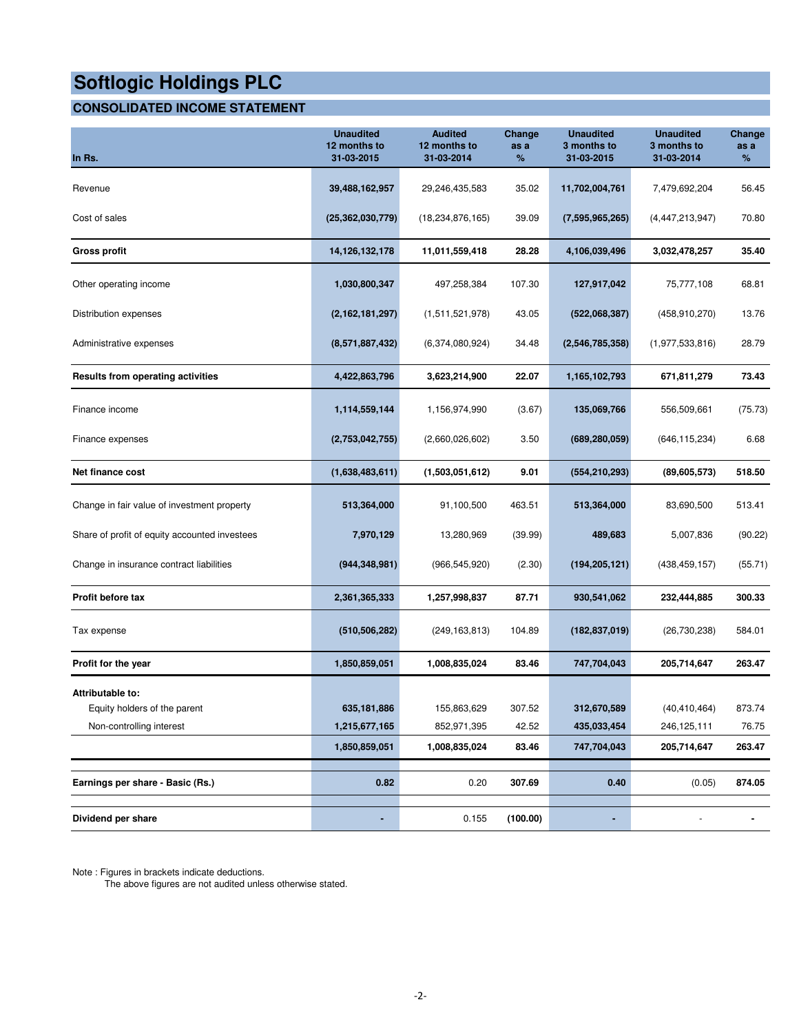# Softlogic Holdings PLC

## CONSOLIDATED INCOME STATEMENT

| In Rs. | Unaudited 12 months to 31-03-2015 | Audited 12 months to 31-03-2014 | Change as a % | Unaudited 3 months to 31-03-2015 | Unaudited 3 months to 31-03-2014 | Change as a % |
|---|---|---|---|---|---|---|
| Revenue | **39,488,162,957** | 29,246,435,583 | 35.02 | **11,702,004,761** | 7,479,692,204 | 56.45 |
| Cost of sales | **(25,362,030,779)** | (18,234,876,165) | 39.09 | **(7,595,965,265)** | (4,447,213,947) | 70.80 |
| **Gross profit** | **14,126,132,178** | **11,011,559,418** | **28.28** | **4,106,039,496** | **3,032,478,257** | **35.40** |
| Other operating income | **1,030,800,347** | 497,258,384 | 107.30 | **127,917,042** | 75,777,108 | 68.81 |
| Distribution expenses | **(2,162,181,297)** | (1,511,521,978) | 43.05 | **(522,068,387)** | (458,910,270) | 13.76 |
| Administrative expenses | **(8,571,887,432)** | (6,374,080,924) | 34.48 | **(2,546,785,358)** | (1,977,533,816) | 28.79 |
| **Results from operating activities** | **4,422,863,796** | **3,623,214,900** | **22.07** | **1,165,102,793** | **671,811,279** | **73.43** |
| Finance income | **1,114,559,144** | 1,156,974,990 | (3.67) | **135,069,766** | 556,509,661 | (75.73) |
| Finance expenses | **(2,753,042,755)** | (2,660,026,602) | 3.50 | **(689,280,059)** | (646,115,234) | 6.68 |
| **Net finance cost** | **(1,638,483,611)** | **(1,503,051,612)** | **9.01** | **(554,210,293)** | **(89,605,573)** | **518.50** |
| Change in fair value of investment property | **513,364,000** | 91,100,500 | 463.51 | **513,364,000** | 83,690,500 | 513.41 |
| Share of profit of equity accounted investees | **7,970,129** | 13,280,969 | (39.99) | **489,683** | 5,007,836 | (90.22) |
| Change in insurance contract liabilities | **(944,348,981)** | (966,545,920) | (2.30) | **(194,205,121)** | (438,459,157) | (55.71) |
| **Profit before tax** | **2,361,365,333** | **1,257,998,837** | **87.71** | **930,541,062** | **232,444,885** | **300.33** |
| Tax expense | **(510,506,282)** | (249,163,813) | 104.89 | **(182,837,019)** | (26,730,238) | 584.01 |
| **Profit for the year** | **1,850,859,051** | **1,008,835,024** | **83.46** | **747,704,043** | **205,714,647** | **263.47** |
| **Attributable to:** | | | | | | |
| Equity holders of the parent | **635,181,886** | 155,863,629 | 307.52 | **312,670,589** | (40,410,464) | 873.74 |
| Non-controlling interest | **1,215,677,165** | 852,971,395 | 42.52 | **435,033,454** | 246,125,111 | 76.75 |
| | **1,850,859,051** | **1,008,835,024** | **83.46** | **747,704,043** | **205,714,647** | **263.47** |
| **Earnings per share - Basic (Rs.)** | **0.82** | 0.20 | **307.69** | **0.40** | (0.05) | **874.05** |
| **Dividend per share** | **-** | 0.155 | **(100.00)** | **-** | - | **-** |

Note : Figures in brackets indicate deductions.
The above figures are not audited unless otherwise stated.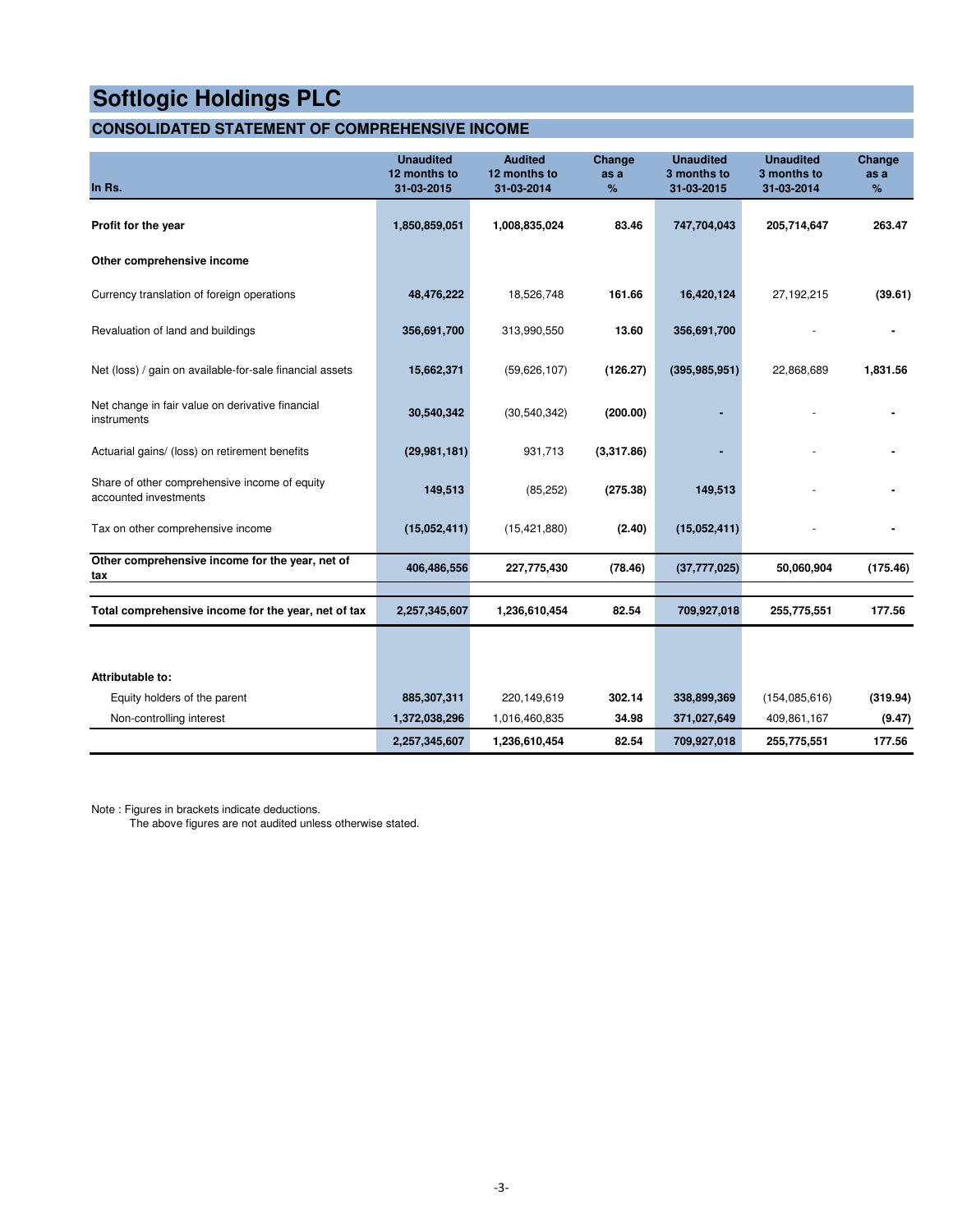# Softlogic Holdings PLC

## CONSOLIDATED STATEMENT OF COMPREHENSIVE INCOME

| In Rs. | Unaudited 12 months to 31-03-2015 | Audited 12 months to 31-03-2014 | Change as a % | Unaudited 3 months to 31-03-2015 | Unaudited 3 months to 31-03-2014 | Change as a % |
|---|---|---|---|---|---|---|
| **Profit for the year** | **1,850,859,051** | **1,008,835,024** | **83.46** | **747,704,043** | **205,714,647** | **263.47** |
| **Other comprehensive income** | | | | | | |
| Currency translation of foreign operations | **48,476,222** | 18,526,748 | **161.66** | **16,420,124** | 27,192,215 | **(39.61)** |
| Revaluation of land and buildings | **356,691,700** | 313,990,550 | **13.60** | **356,691,700** | - | **-** |
| Net (loss) / gain on available-for-sale financial assets | **15,662,371** | (59,626,107) | **(126.27)** | **(395,985,951)** | 22,868,689 | **1,831.56** |
| Net change in fair value on derivative financial instruments | **30,540,342** | (30,540,342) | **(200.00)** | **-** | - | **-** |
| Actuarial gains/ (loss) on retirement benefits | **(29,981,181)** | 931,713 | **(3,317.86)** | **-** | - | **-** |
| Share of other comprehensive income of equity accounted investments | **149,513** | (85,252) | **(275.38)** | **149,513** | - | **-** |
| Tax on other comprehensive income | **(15,052,411)** | (15,421,880) | **(2.40)** | **(15,052,411)** | - | **-** |
| **Other comprehensive income for the year, net of tax** | **406,486,556** | **227,775,430** | **(78.46)** | **(37,777,025)** | **50,060,904** | **(175.46)** |
| **Total comprehensive income for the year, net of tax** | **2,257,345,607** | **1,236,610,454** | **82.54** | **709,927,018** | **255,775,551** | **177.56** |
| **Attributable to:** | | | | | | |
| Equity holders of the parent | **885,307,311** | 220,149,619 | **302.14** | **338,899,369** | (154,085,616) | **(319.94)** |
| Non-controlling interest | **1,372,038,296** | 1,016,460,835 | **34.98** | **371,027,649** | 409,861,167 | **(9.47)** |
| | **2,257,345,607** | **1,236,610,454** | **82.54** | **709,927,018** | **255,775,551** | **177.56** |

Note : Figures in brackets indicate deductions.
The above figures are not audited unless otherwise stated.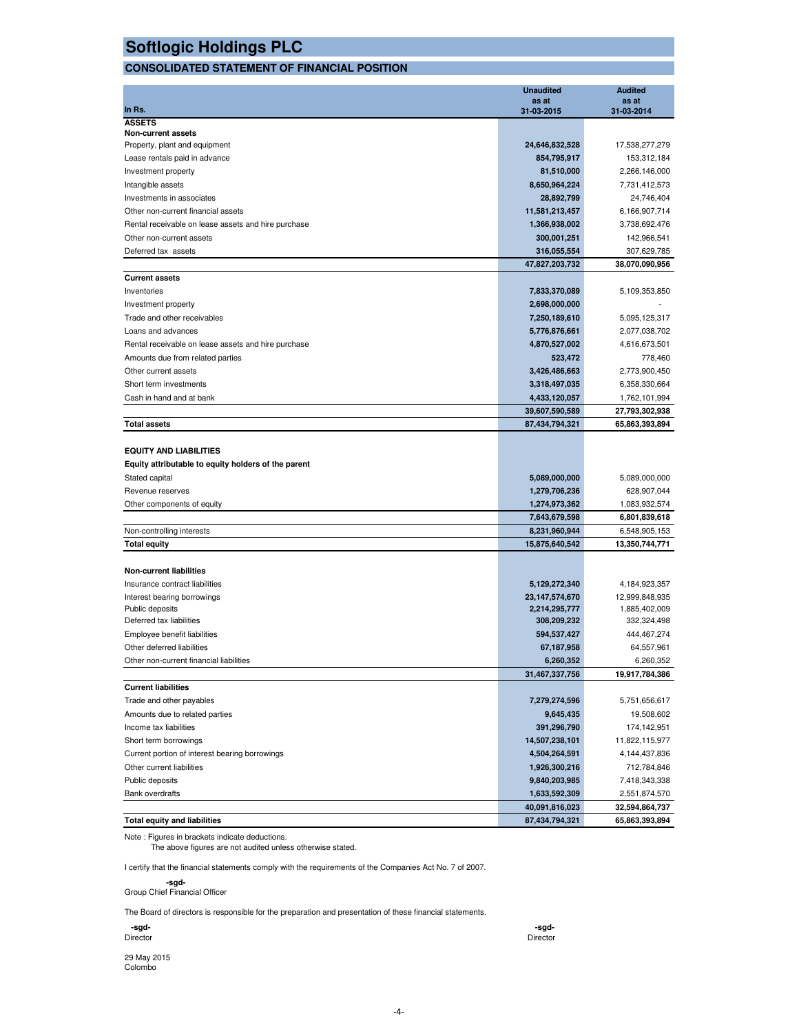# Softlogic Holdings PLC

## CONSOLIDATED STATEMENT OF FINANCIAL POSITION

| In Rs. | Unaudited as at 31-03-2015 | Audited as at 31-03-2014 |
|---|---|---|
| **ASSETS** | | |
| **Non-current assets** | | |
| Property, plant and equipment | **24,646,832,528** | 17,538,277,279 |
| Lease rentals paid in advance | **854,795,917** | 153,312,184 |
| Investment property | **81,510,000** | 2,266,146,000 |
| Intangible assets | **8,650,964,224** | 7,731,412,573 |
| Investments in associates | **28,892,799** | 24,746,404 |
| Other non-current financial assets | **11,581,213,457** | 6,166,907,714 |
| Rental receivable on lease assets and hire purchase | **1,366,938,002** | 3,738,692,476 |
| Other non-current assets | **300,001,251** | 142,966,541 |
| Deferred tax assets | **316,055,554** | 307,629,785 |
| | **47,827,203,732** | **38,070,090,956** |
| **Current assets** | | |
| Inventories | **7,833,370,089** | 5,109,353,850 |
| Investment property | **2,698,000,000** | - |
| Trade and other receivables | **7,250,189,610** | 5,095,125,317 |
| Loans and advances | **5,776,876,661** | 2,077,038,702 |
| Rental receivable on lease assets and hire purchase | **4,870,527,002** | 4,616,673,501 |
| Amounts due from related parties | **523,472** | 778,460 |
| Other current assets | **3,426,486,663** | 2,773,900,450 |
| Short term investments | **3,318,497,035** | 6,358,330,664 |
| Cash in hand and at bank | **4,433,120,057** | 1,762,101,994 |
| | **39,607,590,589** | **27,793,302,938** |
| **Total assets** | **87,434,794,321** | **65,863,393,894** |
| | | |
| **EQUITY AND LIABILITIES** | | |
| **Equity attributable to equity holders of the parent** | | |
| Stated capital | **5,089,000,000** | 5,089,000,000 |
| Revenue reserves | **1,279,706,236** | 628,907,044 |
| Other components of equity | **1,274,973,362** | 1,083,932,574 |
| | **7,643,679,598** | **6,801,839,618** |
| Non-controlling interests | **8,231,960,944** | 6,548,905,153 |
| **Total equity** | **15,875,640,542** | **13,350,744,771** |
| | | |
| **Non-current liabilities** | | |
| Insurance contract liabilities | **5,129,272,340** | 4,184,923,357 |
| Interest bearing borrowings | **23,147,574,670** | 12,999,848,935 |
| Public deposits | **2,214,295,777** | 1,885,402,009 |
| Deferred tax liabilities | **308,209,232** | 332,324,498 |
| Employee benefit liabilities | **594,537,427** | 444,467,274 |
| Other deferred liabilities | **67,187,958** | 64,557,961 |
| Other non-current financial liabilities | **6,260,352** | 6,260,352 |
| | **31,467,337,756** | **19,917,784,386** |
| **Current liabilities** | | |
| Trade and other payables | **7,279,274,596** | 5,751,656,617 |
| Amounts due to related parties | **9,645,435** | 19,508,602 |
| Income tax liabilities | **391,296,790** | 174,142,951 |
| Short term borrowings | **14,507,238,101** | 11,822,115,977 |
| Current portion of interest bearing borrowings | **4,504,264,591** | 4,144,437,836 |
| Other current liabilities | **1,926,300,216** | 712,784,846 |
| Public deposits | **9,840,203,985** | 7,418,343,338 |
| Bank overdrafts | **1,633,592,309** | 2,551,874,570 |
| | **40,091,816,023** | **32,594,864,737** |
| **Total equity and liabilities** | **87,434,794,321** | **65,863,393,894** |

Note : Figures in brackets indicate deductions.
The above figures are not audited unless otherwise stated.

I certify that the financial statements comply with the requirements of the Companies Act No. 7 of 2007.

**-sgd-**
Group Chief Financial Officer

The Board of directors is responsible for the preparation and presentation of these financial statements.

**-sgd-**
Director

**-sgd-**
Director

29 May 2015
Colombo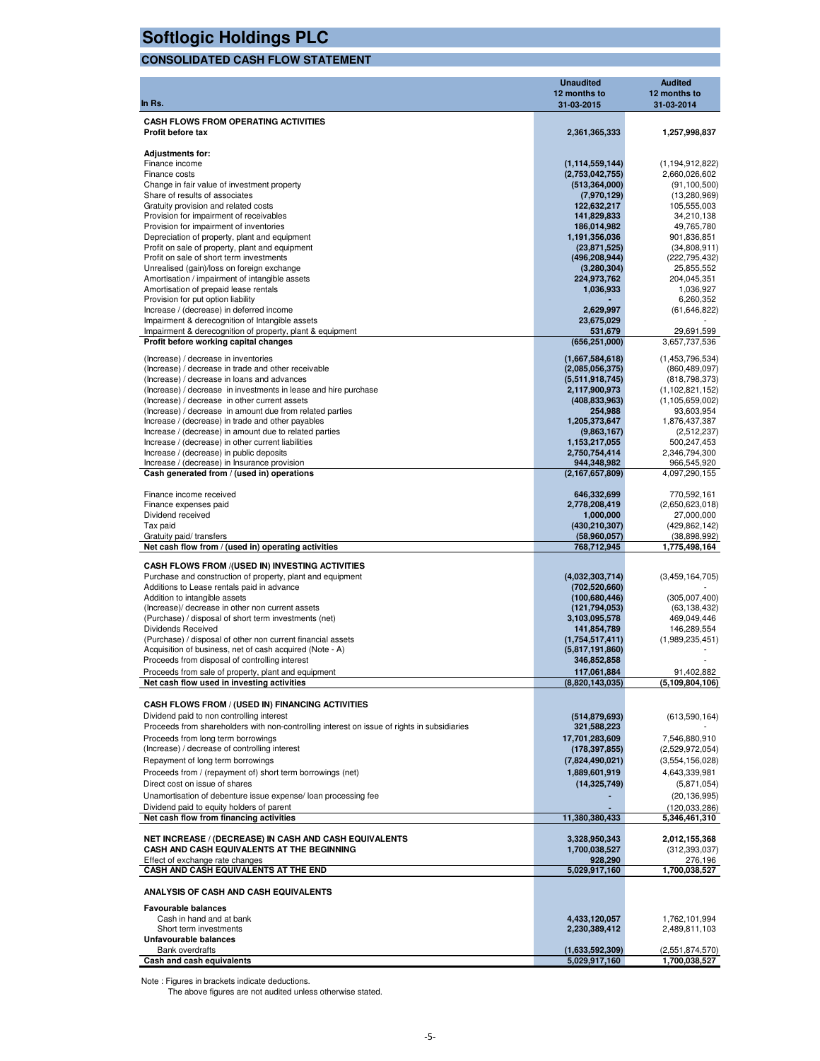# Softlogic Holdings PLC

## CONSOLIDATED CASH FLOW STATEMENT

| In Rs. | Unaudited 12 months to 31-03-2015 | Audited 12 months to 31-03-2014 |
|---|---|---|
| **CASH FLOWS FROM OPERATING ACTIVITIES** | | |
| **Profit before tax** | **2,361,365,333** | **1,257,998,837** |
| **Adjustments for:** | | |
| Finance income | **(1,114,559,144)** | (1,194,912,822) |
| Finance costs | **(2,753,042,755)** | 2,660,026,602 |
| Change in fair value of investment property | **(513,364,000)** | (91,100,500) |
| Share of results of associates | **(7,970,129)** | (13,280,969) |
| Gratuity provision and related costs | **122,632,217** | 105,555,003 |
| Provision for impairment of receivables | **141,829,833** | 34,210,138 |
| Provision for impairment of inventories | **186,014,982** | 49,765,780 |
| Depreciation of property, plant and equipment | **1,191,356,036** | 901,836,851 |
| Profit on sale of property, plant and equipment | **(23,871,525)** | (34,808,911) |
| Profit on sale of short term investments | **(496,208,944)** | (222,795,432) |
| Unrealised (gain)/loss on foreign exchange | **(3,280,304)** | 25,855,552 |
| Amortisation / impairment of intangible assets | **224,973,762** | 204,045,351 |
| Amortisation of prepaid lease rentals | **1,036,933** | 1,036,927 |
| Provision for put option liability | **-** | 6,260,352 |
| Increase / (decrease) in deferred income | **2,629,997** | (61,646,822) |
| Impairment & derecognition of Intangible assets | **23,675,029** | - |
| Impairment & derecognition of property, plant & equipment | **531,679** | 29,691,599 |
| **Profit before working capital changes** | **(656,251,000)** | 3,657,737,536 |
| (Increase) / decrease in inventories | **(1,667,584,618)** | (1,453,796,534) |
| (Increase) / decrease in trade and other receivable | **(2,085,056,375)** | (860,489,097) |
| (Increase) / decrease in loans and advances | **(5,511,918,745)** | (818,798,373) |
| (Increase) / decrease in investments in lease and hire purchase | **2,117,900,973** | (1,102,821,152) |
| (Increase) / decrease in other current assets | **(408,833,963)** | (1,105,659,002) |
| (Increase) / decrease in amount due from related parties | **254,988** | 93,603,954 |
| Increase / (decrease) in trade and other payables | **1,205,373,647** | 1,876,437,387 |
| Increase / (decrease) in amount due to related parties | **(9,863,167)** | (2,512,237) |
| Increase / (decrease) in other current liabilities | **1,153,217,055** | 500,247,453 |
| Increase / (decrease) in public deposits | **2,750,754,414** | 2,346,794,300 |
| Increase / (decrease) in Insurance provision | **944,348,982** | 966,545,920 |
| **Cash generated from / (used in) operations** | **(2,167,657,809)** | 4,097,290,155 |
| Finance income received | **646,332,699** | 770,592,161 |
| Finance expenses paid | **2,778,208,419** | (2,650,623,018) |
| Dividend received | **1,000,000** | 27,000,000 |
| Tax paid | **(430,210,307)** | (429,862,142) |
| Gratuity paid/ transfers | **(58,960,057)** | (38,898,992) |
| **Net cash flow from / (used in) operating activities** | **768,712,945** | **1,775,498,164** |
| **CASH FLOWS FROM /(USED IN) INVESTING ACTIVITIES** | | |
| Purchase and construction of property, plant and equipment | **(4,032,303,714)** | (3,459,164,705) |
| Additions to Lease rentals paid in advance | **(702,520,660)** | - |
| Addition to intangible assets | **(100,680,446)** | (305,007,400) |
| (Increase)/ decrease in other non current assets | **(121,794,053)** | (63,138,432) |
| (Purchase) / disposal of short term investments (net) | **3,103,095,578** | 469,049,446 |
| Dividends Received | **141,854,789** | 146,289,554 |
| (Purchase) / disposal of other non current financial assets | **(1,754,517,411)** | (1,989,235,451) |
| Acquisition of business, net of cash acquired (Note - A) | **(5,817,191,860)** | - |
| Proceeds from disposal of controlling interest | **346,852,858** | - |
| Proceeds from sale of property, plant and equipment | **117,061,884** | 91,402,882 |
| **Net cash flow used in investing activities** | **(8,820,143,035)** | **(5,109,804,106)** |
| **CASH FLOWS FROM / (USED IN) FINANCING ACTIVITIES** | | |
| Dividend paid to non controlling interest | **(514,879,693)** | (613,590,164) |
| Proceeds from shareholders with non-controlling interest on issue of rights in subsidiaries | **321,588,223** | - |
| Proceeds from long term borrowings | **17,701,283,609** | 7,546,880,910 |
| (Increase) / decrease of controlling interest | **(178,397,855)** | (2,529,972,054) |
| Repayment of long term borrowings | **(7,824,490,021)** | (3,554,156,028) |
| Proceeds from / (repayment of) short term borrowings (net) | **1,889,601,919** | 4,643,339,981 |
| Direct cost on issue of shares | **(14,325,749)** | (5,871,054) |
| Unamortisation of debenture issue expense/ loan processing fee | **-** | (20,136,995) |
| Dividend paid to equity holders of parent | **-** | (120,033,286) |
| **Net cash flow from financing activities** | **11,380,380,433** | **5,346,461,310** |
| **NET INCREASE / (DECREASE) IN CASH AND CASH EQUIVALENTS** | **3,328,950,343** | **2,012,155,368** |
| **CASH AND CASH EQUIVALENTS AT THE BEGINNING** | **1,700,038,527** | (312,393,037) |
| Effect of exchange rate changes | **928,290** | 276,196 |
| **CASH AND CASH EQUIVALENTS AT THE END** | **5,029,917,160** | **1,700,038,527** |
| **ANALYSIS OF CASH AND CASH EQUIVALENTS** | | |
| **Favourable balances** | | |
| Cash in hand and at bank | **4,433,120,057** | 1,762,101,994 |
| Short term investments | **2,230,389,412** | 2,489,811,103 |
| **Unfavourable balances** | | |
| Bank overdrafts | **(1,633,592,309)** | (2,551,874,570) |
| **Cash and cash equivalents** | **5,029,917,160** | **1,700,038,527** |

Note : Figures in brackets indicate deductions.
The above figures are not audited unless otherwise stated.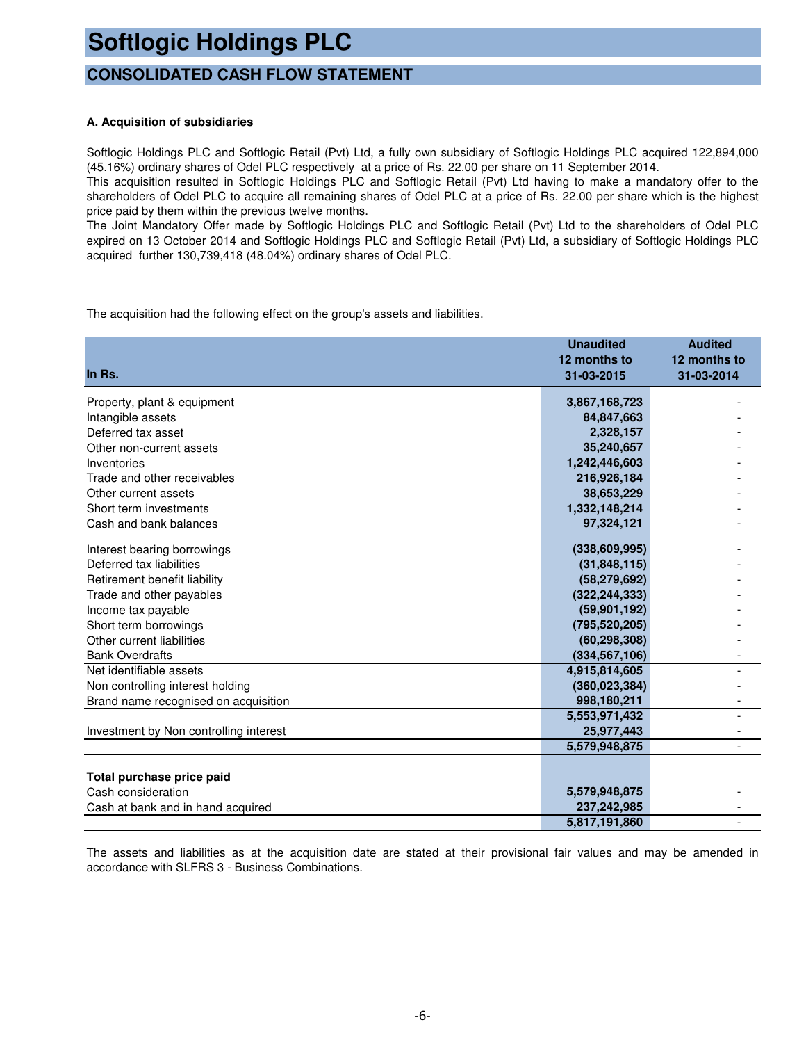# Softlogic Holdings PLC

## CONSOLIDATED CASH FLOW STATEMENT

**A. Acquisition of subsidiaries**

Softlogic Holdings PLC and Softlogic Retail (Pvt) Ltd, a fully own subsidiary of Softlogic Holdings PLC acquired 122,894,000 (45.16%) ordinary shares of Odel PLC respectively at a price of Rs. 22.00 per share on 11 September 2014.
This acquisition resulted in Softlogic Holdings PLC and Softlogic Retail (Pvt) Ltd having to make a mandatory offer to the shareholders of Odel PLC to acquire all remaining shares of Odel PLC at a price of Rs. 22.00 per share which is the highest price paid by them within the previous twelve months.
The Joint Mandatory Offer made by Softlogic Holdings PLC and Softlogic Retail (Pvt) Ltd to the shareholders of Odel PLC expired on 13 October 2014 and Softlogic Holdings PLC and Softlogic Retail (Pvt) Ltd, a subsidiary of Softlogic Holdings PLC acquired further 130,739,418 (48.04%) ordinary shares of Odel PLC.

The acquisition had the following effect on the group's assets and liabilities.

| In Rs. | Unaudited 12 months to 31-03-2015 | Audited 12 months to 31-03-2014 |
|---|---|---|
| Property, plant & equipment | 3,867,168,723 | - |
| Intangible assets | 84,847,663 | - |
| Deferred tax asset | 2,328,157 | - |
| Other non-current assets | 35,240,657 | - |
| Inventories | 1,242,446,603 | - |
| Trade and other receivables | 216,926,184 | - |
| Other current assets | 38,653,229 | - |
| Short term investments | 1,332,148,214 | - |
| Cash and bank balances | 97,324,121 | - |
| Interest bearing borrowings | (338,609,995) | - |
| Deferred tax liabilities | (31,848,115) | - |
| Retirement benefit liability | (58,279,692) | - |
| Trade and other payables | (322,244,333) | - |
| Income tax payable | (59,901,192) | - |
| Short term borrowings | (795,520,205) | - |
| Other current liabilities | (60,298,308) | - |
| Bank Overdrafts | (334,567,106) | - |
| Net identifiable assets | 4,915,814,605 | - |
| Non controlling interest holding | (360,023,384) | - |
| Brand name recognised on acquisition | 998,180,211 | - |
| | 5,553,971,432 | - |
| Investment by Non controlling interest | 25,977,443 | - |
| | 5,579,948,875 | - |
| **Total purchase price paid** | | |
| Cash consideration | 5,579,948,875 | - |
| Cash at bank and in hand acquired | 237,242,985 | - |
| | 5,817,191,860 | - |

The assets and liabilities as at the acquisition date are stated at their provisional fair values and may be amended in accordance with SLFRS 3 - Business Combinations.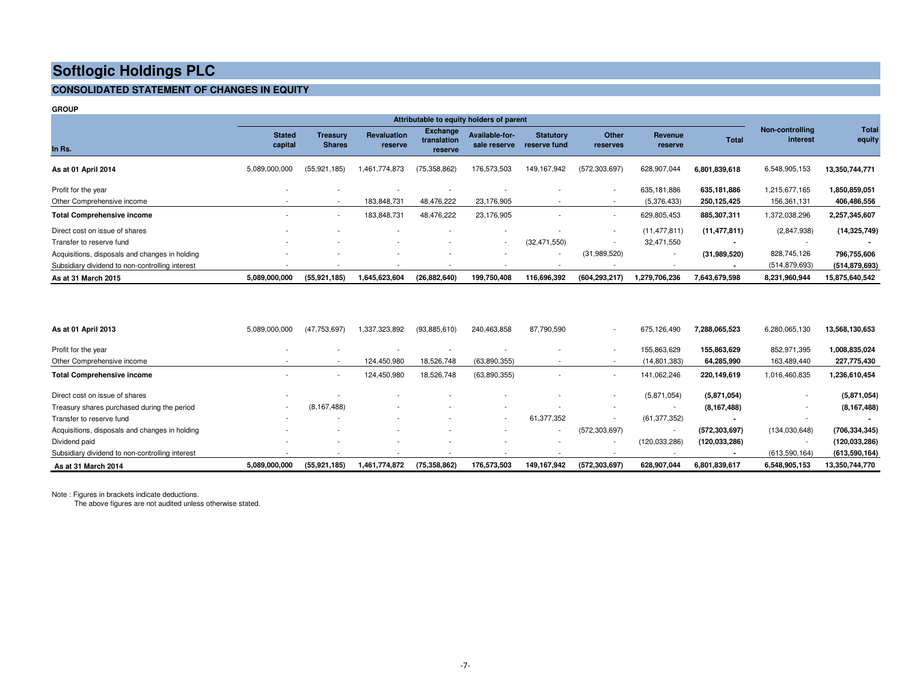# Softlogic Holdings PLC

## CONSOLIDATED STATEMENT OF CHANGES IN EQUITY

**GROUP**

| In Rs. | Attributable to equity holders of parent | | | | | | | | | Non-controlling interest | Total equity |
|---|---|---|---|---|---|---|---|---|---|---|---|
| | Stated capital | Treasury Shares | Revaluation reserve | Exchange translation reserve | Available-for-sale reserve | Statutory reserve fund | Other reserves | Revenue reserve | Total | | |
| **As at 01 April 2014** | 5,089,000,000 | (55,921,185) | 1,461,774,873 | (75,358,862) | 176,573,503 | 149,167,942 | (572,303,697) | 628,907,044 | **6,801,839,618** | 6,548,905,153 | **13,350,744,771** |
| Profit for the year | - | - | - | - | - | - | - | 635,181,886 | **635,181,886** | 1,215,677,165 | **1,850,859,051** |
| Other Comprehensive income | - | - | 183,848,731 | 48,476,222 | 23,176,905 | - | - | (5,376,433) | **250,125,425** | 156,361,131 | **406,486,556** |
| **Total Comprehensive income** | - | - | 183,848,731 | 48,476,222 | 23,176,905 | - | - | 629,805,453 | **885,307,311** | 1,372,038,296 | **2,257,345,607** |
| Direct cost on issue of shares | - | - | - | - | - | - | - | (11,477,811) | **(11,477,811)** | (2,847,938) | **(14,325,749)** |
| Transfer to reserve fund | - | - | - | - | - | (32,471,550) | - | 32,471,550 | **-** | - | **-** |
| Acquisitions, disposals and changes in holding | - | - | - | - | - | - | (31,989,520) | - | **(31,989,520)** | 828,745,126 | **796,755,606** |
| Subsidiary dividend to non-controlling interest | - | - | - | - | - | - | - | - | **-** | (514,879,693) | **(514,879,693)** |
| **As at 31 March 2015** | **5,089,000,000** | **(55,921,185)** | **1,645,623,604** | **(26,882,640)** | **199,750,408** | **116,696,392** | **(604,293,217)** | **1,279,706,236** | **7,643,679,598** | **8,231,960,944** | **15,875,640,542** |
| | | | | | | | | | | | |
| **As at 01 April 2013** | 5,089,000,000 | (47,753,697) | 1,337,323,892 | (93,885,610) | 240,463,858 | 87,790,590 | - | 675,126,490 | **7,288,065,523** | 6,280,065,130 | **13,568,130,653** |
| Profit for the year | - | - | - | - | - | - | - | 155,863,629 | **155,863,629** | 852,971,395 | **1,008,835,024** |
| Other Comprehensive income | - | - | 124,450,980 | 18,526,748 | (63,890,355) | - | - | (14,801,383) | **64,285,990** | 163,489,440 | **227,775,430** |
| **Total Comprehensive income** | - | - | 124,450,980 | 18,526,748 | (63,890,355) | - | - | 141,062,246 | **220,149,619** | 1,016,460,835 | **1,236,610,454** |
| Direct cost on issue of shares | - | - | - | - | - | - | - | (5,871,054) | **(5,871,054)** | - | **(5,871,054)** |
| Treasury shares purchased during the period | - | (8,167,488) | - | - | - | - | - | - | **(8,167,488)** | - | **(8,167,488)** |
| Transfer to reserve fund | - | - | - | - | - | 61,377,352 | - | (61,377,352) | **-** | - | **-** |
| Acquisitions, disposals and changes in holding | - | - | - | - | - | - | (572,303,697) | - | **(572,303,697)** | (134,030,648) | **(706,334,345)** |
| Dividend paid | - | - | - | - | - | - | - | (120,033,286) | **(120,033,286)** | - | **(120,033,286)** |
| Subsidiary dividend to non-controlling interest | - | - | - | - | - | - | - | - | **-** | (613,590,164) | **(613,590,164)** |
| **As at 31 March 2014** | **5,089,000,000** | **(55,921,185)** | **1,461,774,872** | **(75,358,862)** | **176,573,503** | **149,167,942** | **(572,303,697)** | **628,907,044** | **6,801,839,617** | **6,548,905,153** | **13,350,744,770** |

Note : Figures in brackets indicate deductions.
The above figures are not audited unless otherwise stated.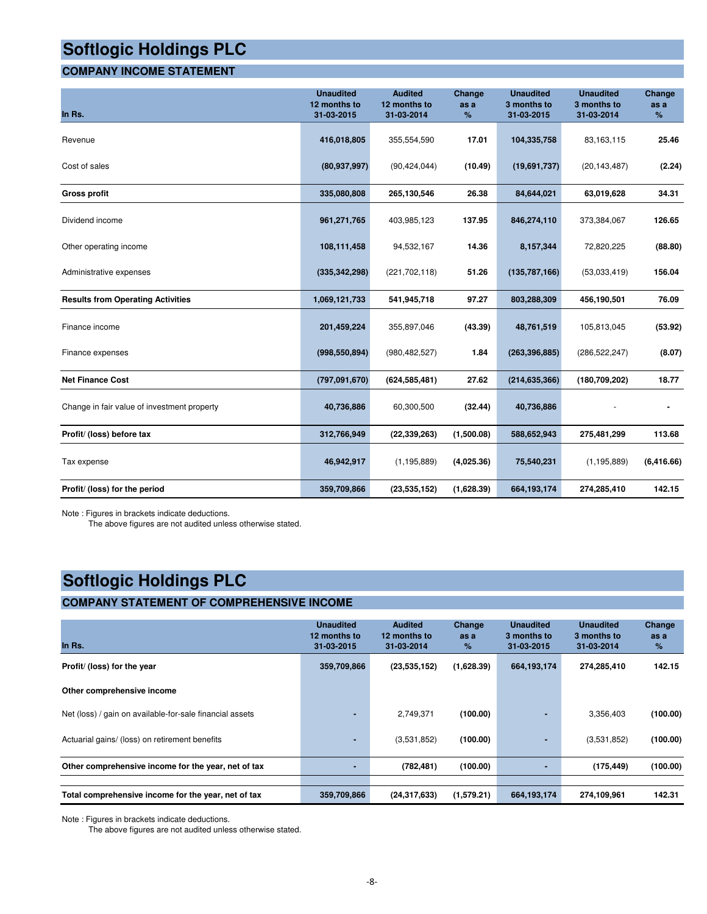# Softlogic Holdings PLC

## COMPANY INCOME STATEMENT

| In Rs. | Unaudited 12 months to 31-03-2015 | Audited 12 months to 31-03-2014 | Change as a % | Unaudited 3 months to 31-03-2015 | Unaudited 3 months to 31-03-2014 | Change as a % |
|---|---|---|---|---|---|---|
| Revenue | 416,018,805 | 355,554,590 | 17.01 | 104,335,758 | 83,163,115 | 25.46 |
| Cost of sales | (80,937,997) | (90,424,044) | (10.49) | (19,691,737) | (20,143,487) | (2.24) |
| **Gross profit** | **335,080,808** | **265,130,546** | **26.38** | **84,644,021** | **63,019,628** | **34.31** |
| Dividend income | 961,271,765 | 403,985,123 | 137.95 | 846,274,110 | 373,384,067 | 126.65 |
| Other operating income | 108,111,458 | 94,532,167 | 14.36 | 8,157,344 | 72,820,225 | (88.80) |
| Administrative expenses | (335,342,298) | (221,702,118) | 51.26 | (135,787,166) | (53,033,419) | 156.04 |
| **Results from Operating Activities** | **1,069,121,733** | **541,945,718** | **97.27** | **803,288,309** | **456,190,501** | **76.09** |
| Finance income | 201,459,224 | 355,897,046 | (43.39) | 48,761,519 | 105,813,045 | (53.92) |
| Finance expenses | (998,550,894) | (980,482,527) | 1.84 | (263,396,885) | (286,522,247) | (8.07) |
| **Net Finance Cost** | **(797,091,670)** | **(624,585,481)** | **27.62** | **(214,635,366)** | **(180,709,202)** | **18.77** |
| Change in fair value of investment property | 40,736,886 | 60,300,500 | (32.44) | 40,736,886 | - | - |
| **Profit/ (loss) before tax** | **312,766,949** | **(22,339,263)** | **(1,500.08)** | **588,652,943** | **275,481,299** | **113.68** |
| Tax expense | 46,942,917 | (1,195,889) | (4,025.36) | 75,540,231 | (1,195,889) | (6,416.66) |
| **Profit/ (loss) for the period** | **359,709,866** | **(23,535,152)** | **(1,628.39)** | **664,193,174** | **274,285,410** | **142.15** |

Note : Figures in brackets indicate deductions.
The above figures are not audited unless otherwise stated.

# Softlogic Holdings PLC

## COMPANY STATEMENT OF COMPREHENSIVE INCOME

| In Rs. | Unaudited 12 months to 31-03-2015 | Audited 12 months to 31-03-2014 | Change as a % | Unaudited 3 months to 31-03-2015 | Unaudited 3 months to 31-03-2014 | Change as a % |
|---|---|---|---|---|---|---|
| **Profit/ (loss) for the year** | **359,709,866** | **(23,535,152)** | **(1,628.39)** | **664,193,174** | **274,285,410** | **142.15** |
| **Other comprehensive income** | | | | | | |
| Net (loss) / gain on available-for-sale financial assets | - | 2,749,371 | (100.00) | - | 3,356,403 | (100.00) |
| Actuarial gains/ (loss) on retirement benefits | - | (3,531,852) | (100.00) | - | (3,531,852) | (100.00) |
| **Other comprehensive income for the year, net of tax** | **-** | **(782,481)** | **(100.00)** | **-** | **(175,449)** | **(100.00)** |
| **Total comprehensive income for the year, net of tax** | **359,709,866** | **(24,317,633)** | **(1,579.21)** | **664,193,174** | **274,109,961** | **142.31** |

Note : Figures in brackets indicate deductions.
The above figures are not audited unless otherwise stated.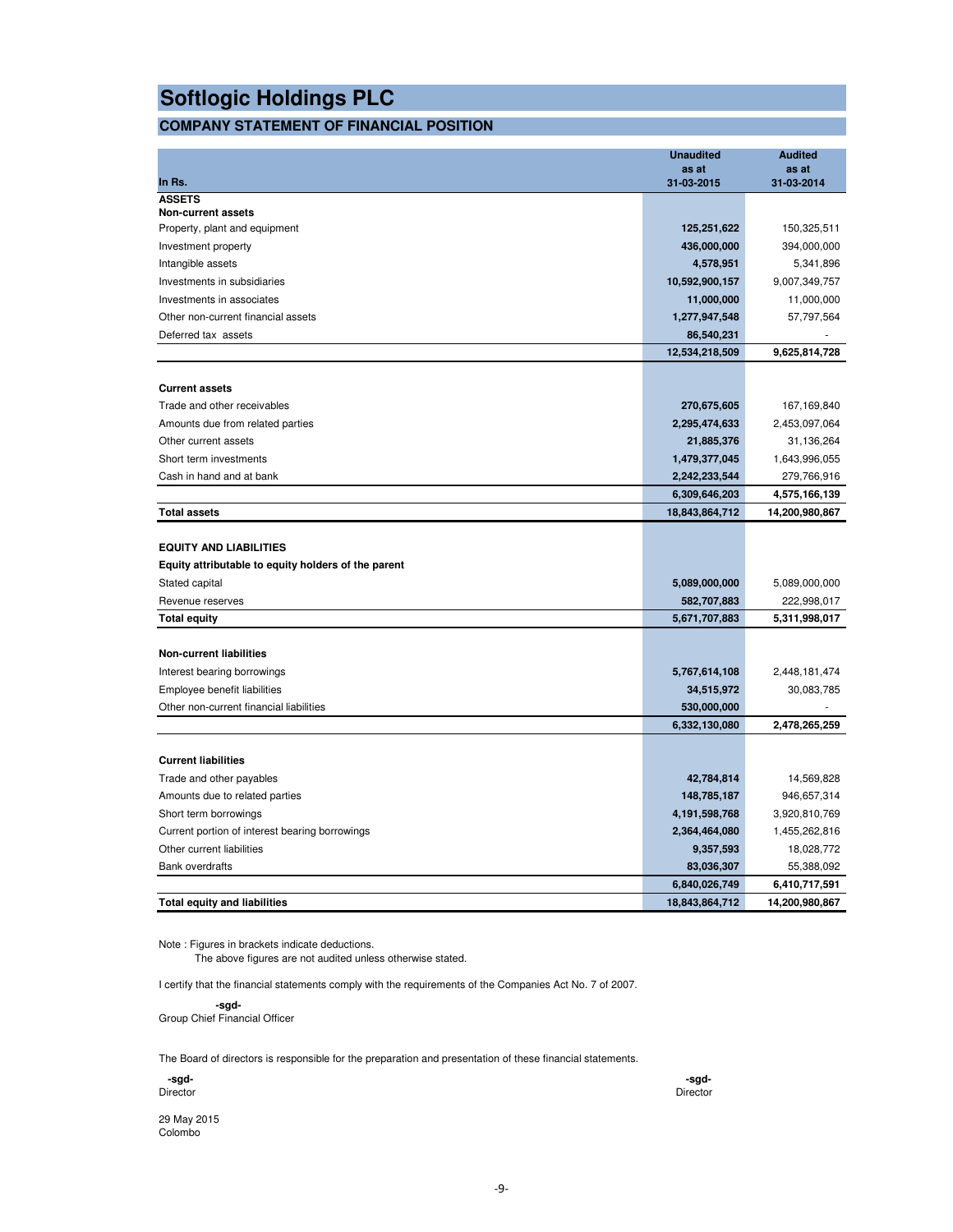# Softlogic Holdings PLC

## COMPANY STATEMENT OF FINANCIAL POSITION

| In Rs. | Unaudited as at 31-03-2015 | Audited as at 31-03-2014 |
|---|---|---|
| **ASSETS** | | |
| **Non-current assets** | | |
| Property, plant and equipment | **125,251,622** | 150,325,511 |
| Investment property | **436,000,000** | 394,000,000 |
| Intangible assets | **4,578,951** | 5,341,896 |
| Investments in subsidiaries | **10,592,900,157** | 9,007,349,757 |
| Investments in associates | **11,000,000** | 11,000,000 |
| Other non-current financial assets | **1,277,947,548** | 57,797,564 |
| Deferred tax assets | **86,540,231** | - |
| | **12,534,218,509** | **9,625,814,728** |
| **Current assets** | | |
| Trade and other receivables | **270,675,605** | 167,169,840 |
| Amounts due from related parties | **2,295,474,633** | 2,453,097,064 |
| Other current assets | **21,885,376** | 31,136,264 |
| Short term investments | **1,479,377,045** | 1,643,996,055 |
| Cash in hand and at bank | **2,242,233,544** | 279,766,916 |
| | **6,309,646,203** | **4,575,166,139** |
| **Total assets** | **18,843,864,712** | **14,200,980,867** |
| **EQUITY AND LIABILITIES** | | |
| **Equity attributable to equity holders of the parent** | | |
| Stated capital | **5,089,000,000** | 5,089,000,000 |
| Revenue reserves | **582,707,883** | 222,998,017 |
| **Total equity** | **5,671,707,883** | **5,311,998,017** |
| **Non-current liabilities** | | |
| Interest bearing borrowings | **5,767,614,108** | 2,448,181,474 |
| Employee benefit liabilities | **34,515,972** | 30,083,785 |
| Other non-current financial liabilities | **530,000,000** | - |
| | **6,332,130,080** | **2,478,265,259** |
| **Current liabilities** | | |
| Trade and other payables | **42,784,814** | 14,569,828 |
| Amounts due to related parties | **148,785,187** | 946,657,314 |
| Short term borrowings | **4,191,598,768** | 3,920,810,769 |
| Current portion of interest bearing borrowings | **2,364,464,080** | 1,455,262,816 |
| Other current liabilities | **9,357,593** | 18,028,772 |
| Bank overdrafts | **83,036,307** | 55,388,092 |
| | **6,840,026,749** | **6,410,717,591** |
| **Total equity and liabilities** | **18,843,864,712** | **14,200,980,867** |

Note : Figures in brackets indicate deductions.
The above figures are not audited unless otherwise stated.

I certify that the financial statements comply with the requirements of the Companies Act No. 7 of 2007.

**-sgd-**
Group Chief Financial Officer

The Board of directors is responsible for the preparation and presentation of these financial statements.

**-sgd-**
Director

**-sgd-**
Director

29 May 2015
Colombo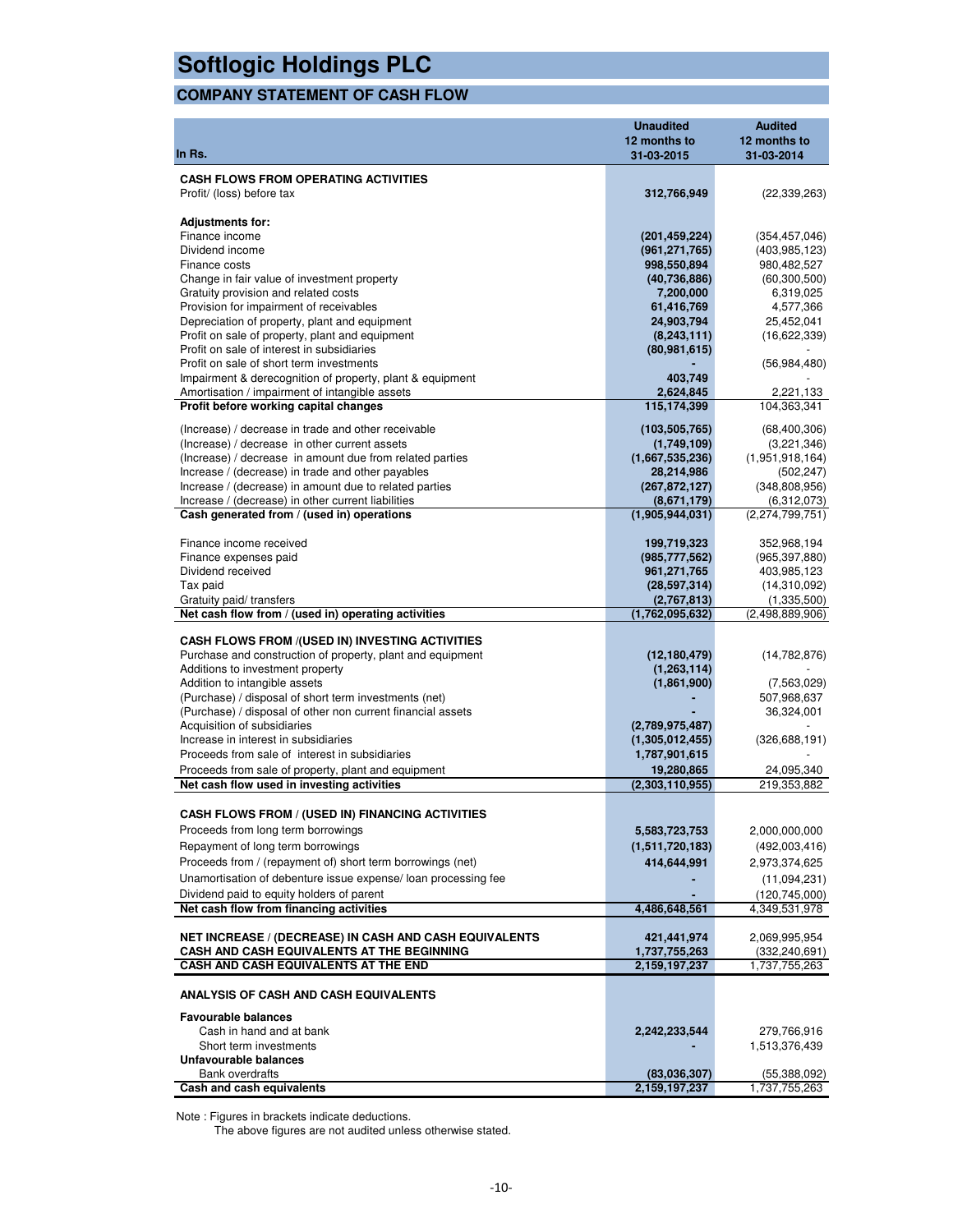# Softlogic Holdings PLC

## COMPANY STATEMENT OF CASH FLOW

| In Rs. | Unaudited 12 months to 31-03-2015 | Audited 12 months to 31-03-2014 |
|---|---|---|
| **CASH FLOWS FROM OPERATING ACTIVITIES** | | |
| Profit/ (loss) before tax | **312,766,949** | (22,339,263) |
| | | |
| **Adjustments for:** | | |
| Finance income | **(201,459,224)** | (354,457,046) |
| Dividend income | **(961,271,765)** | (403,985,123) |
| Finance costs | **998,550,894** | 980,482,527 |
| Change in fair value of investment property | **(40,736,886)** | (60,300,500) |
| Gratuity provision and related costs | **7,200,000** | 6,319,025 |
| Provision for impairment of receivables | **61,416,769** | 4,577,366 |
| Depreciation of property, plant and equipment | **24,903,794** | 25,452,041 |
| Profit on sale of property, plant and equipment | **(8,243,111)** | (16,622,339) |
| Profit on sale of interest in subsidiaries | **(80,981,615)** | - |
| Profit on sale of short term investments | **-** | (56,984,480) |
| Impairment & derecognition of property, plant & equipment | **403,749** | - |
| Amortisation / impairment of intangible assets | **2,624,845** | 2,221,133 |
| **Profit before working capital changes** | **115,174,399** | 104,363,341 |
| | | |
| (Increase) / decrease in trade and other receivable | **(103,505,765)** | (68,400,306) |
| (Increase) / decrease in other current assets | **(1,749,109)** | (3,221,346) |
| (Increase) / decrease in amount due from related parties | **(1,667,535,236)** | (1,951,918,164) |
| Increase / (decrease) in trade and other payables | **28,214,986** | (502,247) |
| Increase / (decrease) in amount due to related parties | **(267,872,127)** | (348,808,956) |
| Increase / (decrease) in other current liabilities | **(8,671,179)** | (6,312,073) |
| **Cash generated from / (used in) operations** | **(1,905,944,031)** | (2,274,799,751) |
| | | |
| Finance income received | **199,719,323** | 352,968,194 |
| Finance expenses paid | **(985,777,562)** | (965,397,880) |
| Dividend received | **961,271,765** | 403,985,123 |
| Tax paid | **(28,597,314)** | (14,310,092) |
| Gratuity paid/ transfers | **(2,767,813)** | (1,335,500) |
| **Net cash flow from / (used in) operating activities** | **(1,762,095,632)** | (2,498,889,906) |
| | | |
| **CASH FLOWS FROM /(USED IN) INVESTING ACTIVITIES** | | |
| Purchase and construction of property, plant and equipment | **(12,180,479)** | (14,782,876) |
| Additions to investment property | **(1,263,114)** | - |
| Addition to intangible assets | **(1,861,900)** | (7,563,029) |
| (Purchase) / disposal of short term investments (net) | **-** | 507,968,637 |
| (Purchase) / disposal of other non current financial assets | **-** | 36,324,001 |
| Acquisition of subsidiaries | **(2,789,975,487)** | - |
| Increase in interest in subsidiaries | **(1,305,012,455)** | (326,688,191) |
| Proceeds from sale of interest in subsidiaries | **1,787,901,615** | - |
| Proceeds from sale of property, plant and equipment | **19,280,865** | 24,095,340 |
| **Net cash flow used in investing activities** | **(2,303,110,955)** | 219,353,882 |
| | | |
| **CASH FLOWS FROM / (USED IN) FINANCING ACTIVITIES** | | |
| Proceeds from long term borrowings | **5,583,723,753** | 2,000,000,000 |
| Repayment of long term borrowings | **(1,511,720,183)** | (492,003,416) |
| Proceeds from / (repayment of) short term borrowings (net) | **414,644,991** | 2,973,374,625 |
| Unamortisation of debenture issue expense/ loan processing fee | **-** | (11,094,231) |
| Dividend paid to equity holders of parent | **-** | (120,745,000) |
| **Net cash flow from financing activities** | **4,486,648,561** | 4,349,531,978 |
| | | |
| **NET INCREASE / (DECREASE) IN CASH AND CASH EQUIVALENTS** | **421,441,974** | 2,069,995,954 |
| **CASH AND CASH EQUIVALENTS AT THE BEGINNING** | **1,737,755,263** | (332,240,691) |
| **CASH AND CASH EQUIVALENTS AT THE END** | **2,159,197,237** | 1,737,755,263 |
| | | |
| **ANALYSIS OF CASH AND CASH EQUIVALENTS** | | |
| **Favourable balances** | | |
| Cash in hand and at bank | **2,242,233,544** | 279,766,916 |
| Short term investments | **-** | 1,513,376,439 |
| **Unfavourable balances** | | |
| Bank overdrafts | **(83,036,307)** | (55,388,092) |
| **Cash and cash equivalents** | **2,159,197,237** | 1,737,755,263 |

Note : Figures in brackets indicate deductions.
The above figures are not audited unless otherwise stated.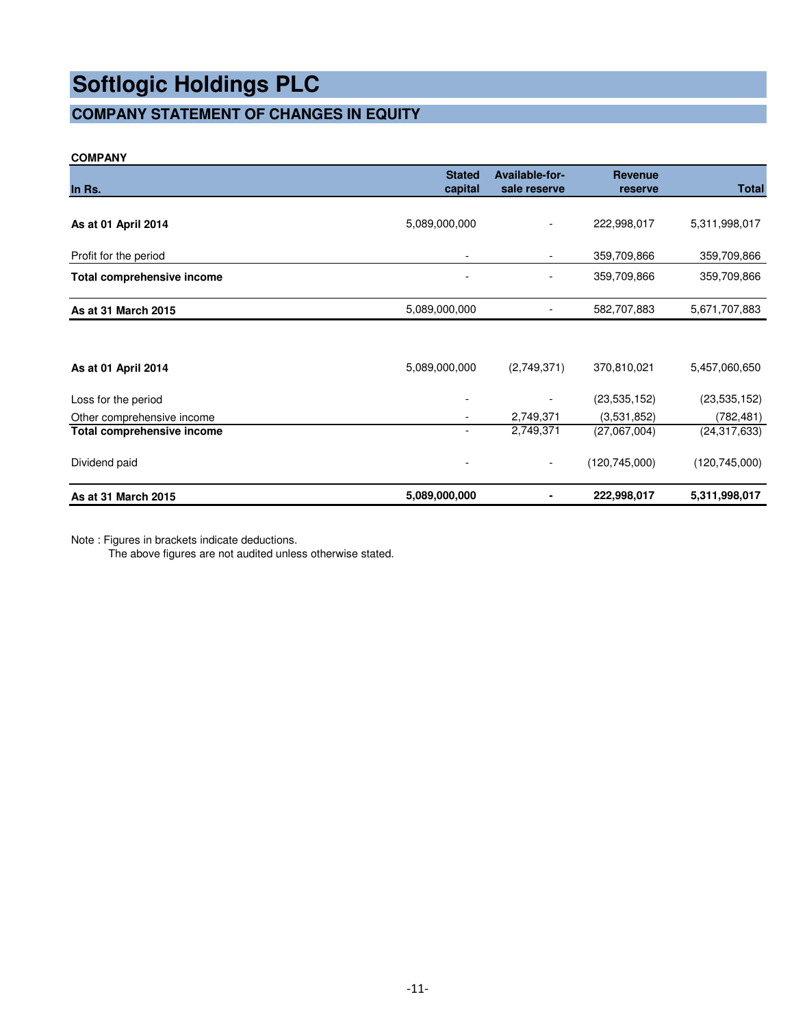# Softlogic Holdings PLC

## COMPANY STATEMENT OF CHANGES IN EQUITY

**COMPANY**

| In Rs. | Stated capital | Available-for-sale reserve | Revenue reserve | Total |
|---|---|---|---|---|
| **As at 01 April 2014** | 5,089,000,000 | - | 222,998,017 | 5,311,998,017 |
| Profit for the period | - | - | 359,709,866 | 359,709,866 |
| **Total comprehensive income** | - | - | 359,709,866 | 359,709,866 |
| **As at 31 March 2015** | 5,089,000,000 | - | 582,707,883 | 5,671,707,883 |
| | | | | |
| **As at 01 April 2014** | 5,089,000,000 | (2,749,371) | 370,810,021 | 5,457,060,650 |
| Loss for the period | - | - | (23,535,152) | (23,535,152) |
| Other comprehensive income | - | 2,749,371 | (3,531,852) | (782,481) |
| **Total comprehensive income** | - | 2,749,371 | (27,067,004) | (24,317,633) |
| Dividend paid | - | - | (120,745,000) | (120,745,000) |
| **As at 31 March 2015** | **5,089,000,000** | **-** | **222,998,017** | **5,311,998,017** |

Note : Figures in brackets indicate deductions.
The above figures are not audited unless otherwise stated.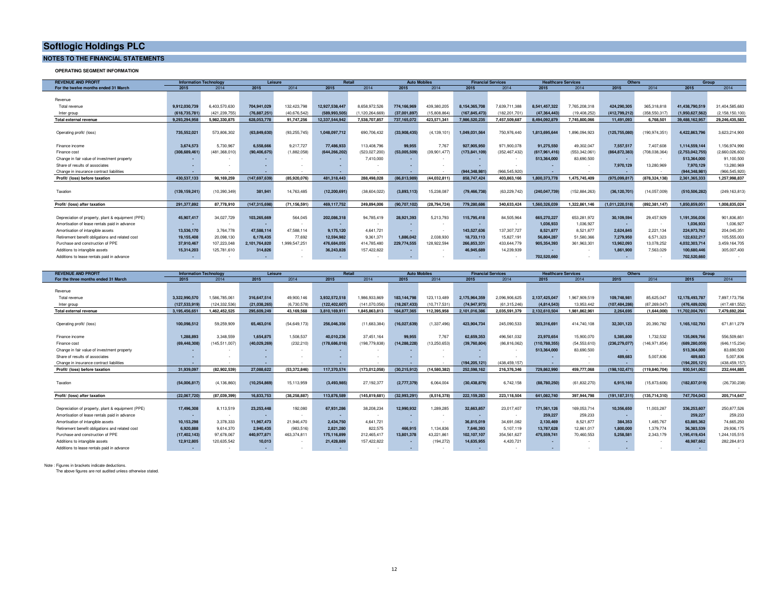# Softlogic Holdings PLC

## NOTES TO THE FINANCIAL STATEMENTS

### OPERATING SEGMENT INFORMATION

| REVENUE AND PROFIT | Information Technology | | Leisure | | Retail | | Auto Mobiles | | Financial Services | | Healthcare Services | | Others | | Group | |
|---|---|---|---|---|---|---|---|---|---|---|---|---|---|---|---|---|
| For the twelve months ended 31 March | 2015 | 2014 | 2015 | 2014 | 2015 | 2014 | 2015 | 2014 | 2015 | 2014 | 2015 | 2014 | 2015 | 2014 | 2015 | 2014 |
| Revenue | | | | | | | | | | | | | | | | |
| Total revenue | 9,912,030,739 | 6,403,570,630 | 704,941,029 | 132,423,798 | 12,927,538,447 | 8,658,972,526 | 774,166,969 | 439,380,205 | 8,154,365,708 | 7,639,711,388 | 8,541,457,322 | 7,765,208,318 | 424,290,305 | 365,318,818 | 41,438,790,519 | 31,404,585,683 |
| Inter group | (618,735,781) | (421,239,755) | (76,887,251) | (40,676,542) | (589,993,505) | (1,120,264,669) | (37,001,897) | (15,808,864) | (167,845,473) | (182,201,701) | (47,364,443) | (19,408,252) | (412,799,212) | (358,550,317) | (1,950,627,562) | (2,158,150,100) |
| **Total external revenue** | 9,293,294,958 | 5,982,330,875 | 628,053,778 | 91,747,256 | 12,337,544,942 | 7,538,707,857 | 737,165,072 | 423,571,341 | 7,986,520,235 | 7,457,509,687 | 8,494,092,879 | 7,745,800,066 | 11,491,093 | 6,768,501 | 39,488,162,957 | 29,246,435,583 |
| Operating profit/ (loss) | 735,552,021 | 573,806,302 | (63,849,630) | (93,255,745) | 1,048,097,712 | 690,706,432 | (33,908,435) | (4,139,101) | 1,049,031,564 | 750,976,440 | 1,813,695,644 | 1,896,094,923 | (125,755,080) | (190,974,351) | 4,422,863,796 | 3,623,214,900 |
| Finance income | 3,674,573 | 5,730,967 | 6,558,666 | 9,217,727 | 77,486,933 | 113,408,796 | 99,955 | 7,767 | 927,905,950 | 971,900,078 | 91,275,550 | 49,302,047 | 7,557,517 | 7,407,608 | 1,114,559,144 | 1,156,974,990 |
| Finance cost | (308,689,461) | (481,368,010) | (90,406,675) | (1,882,058) | (644,266,202) | (523,027,200) | (53,005,509) | (39,901,477) | (173,841,109) | (352,467,432) | (617,961,416) | (553,342,061) | (864,872,383) | (708,038,364) | (2,753,042,755) | (2,660,026,602) |
| Change in fair value of investment property | - | - | - | - | - | 7,410,000 | - | - | - | - | 513,364,000 | 83,690,500 | - | - | 513,364,000 | 91,100,500 |
| Share of results of associates | - | - | - | - | - | - | - | - | - | - | - | - | 7,970,129 | 13,280,969 | 7,970,129 | 13,280,969 |
| Change in insurance contract liabilities | - | - | - | - | - | - | - | - | (944,348,981) | (966,545,920) | - | - | - | - | (944,348,981) | (966,545,920) |
| **Profit/ (loss) before taxation** | 430,537,133 | 98,169,259 | (147,697,639) | (85,920,076) | 481,318,443 | 288,498,028 | (86,813,989) | (44,032,811) | 858,747,424 | 403,863,166 | 1,800,373,778 | 1,475,745,409 | (975,099,817) | (878,324,138) | 2,361,365,333 | 1,257,998,837 |
| Taxation | (139,159,241) | (10,390,349) | 381,941 | 14,763,485 | (12,200,691) | (38,604,022) | (3,893,113) | 15,238,087 | (79,466,738) | (63,229,742) | (240,047,739) | (152,884,263) | (36,120,701) | (14,057,009) | (510,506,282) | (249,163,813) |
| **Profit/ (loss) after taxation** | 291,377,892 | 87,778,910 | (147,315,698) | (71,156,591) | 469,117,752 | 249,894,006 | (90,707,102) | (28,794,724) | 779,280,686 | 340,633,424 | 1,560,326,039 | 1,322,861,146 | (1,011,220,518) | (892,381,147) | 1,850,859,051 | 1,008,835,024 |
| Depreciation of property, plant & equipment (PPE) | 45,907,417 | 34,027,729 | 103,265,669 | 564,045 | 202,086,318 | 94,785,419 | 28,921,393 | 5,213,793 | 115,795,418 | 84,505,964 | 665,270,227 | 653,281,972 | 30,109,594 | 29,457,929 | 1,191,356,036 | 901,836,851 |
| Amortisation of lease rentals paid in advance | - | - | - | - | - | - | - | - | - | - | 1,036,933 | 1,036,927 | - | - | 1,036,933 | 1,036,927 |
| Amortisation of intangible assets | 13,536,170 | 3,764,778 | 47,588,114 | 47,588,114 | 9,175,120 | 4,641,721 | - | - | 143,527,636 | 137,307,727 | 8,521,877 | 8,521,877 | 2,624,845 | 2,221,134 | 224,973,762 | 204,045,351 |
| Retirement benefit obligations and related cost | 19,155,408 | 20,098,130 | 6,178,435 | 77,692 | 12,594,982 | 9,361,371 | 1,886,042 | 2,038,930 | 18,733,113 | 15,827,191 | 56,804,287 | 51,580,366 | 7,279,950 | 6,571,323 | 122,632,217 | 105,555,003 |
| Purchase and construction of PPE | 37,910,467 | 107,223,048 | 2,101,764,820 | 1,999,547,251 | 476,684,055 | 414,785,480 | 229,774,555 | 128,922,594 | 266,853,331 | 433,644,779 | 905,354,393 | 361,963,301 | 13,962,093 | 13,078,252 | 4,032,303,714 | 3,459,164,705 |
| Additions to intangible assets | 15,314,203 | 125,781,610 | 314,826 | - | 36,243,828 | 157,422,822 | - | - | 46,945,689 | 14,239,939 | - | - | 1,861,900 | 7,563,029 | 100,680,446 | 305,007,400 |
| Additions to lease rentals paid in advance | - | - | - | - | - | - | - | - | - | - | 702,520,660 | - | - | - | 702,520,660 | - |

| REVENUE AND PROFIT | Information Technology | | Leisure | | Retail | | Auto Mobiles | | Financial Services | | Healthcare Services | | Others | | Group | |
|---|---|---|---|---|---|---|---|---|---|---|---|---|---|---|---|---|
| For the three months ended 31 March | 2015 | 2014 | 2015 | 2014 | 2015 | 2014 | 2015 | 2014 | 2015 | 2014 | 2015 | 2014 | 2015 | 2014 | 2015 | 2014 |
| Revenue | | | | | | | | | | | | | | | | |
| Total revenue | 3,322,990,570 | 1,586,785,061 | 316,647,514 | 49,900,146 | 3,932,572,518 | 1,986,933,869 | 183,144,798 | 123,113,489 | 2,175,964,359 | 2,096,906,625 | 2,137,425,047 | 1,967,909,519 | 109,748,981 | 85,625,047 | 12,178,493,787 | 7,897,173,756 |
| Inter group | (127,533,919) | (124,332,536) | (21,038,265) | (6,730,578) | (122,402,607) | (141,070,056) | (18,267,433) | (10,717,531) | (74,947,973) | (61,315,246) | (4,814,543) | 13,953,442 | (107,484,286) | (87,269,047) | (476,489,026) | (417,481,552) |
| **Total external revenue** | 3,195,456,651 | 1,462,452,525 | 295,609,249 | 43,169,568 | 3,810,169,911 | 1,845,863,813 | 164,877,365 | 112,395,958 | 2,101,016,386 | 2,035,591,379 | 2,132,610,504 | 1,981,862,961 | 2,264,695 | (1,644,000) | 11,702,004,761 | 7,479,692,204 |
| Operating profit/ (loss) | 100,098,512 | 59,259,909 | 65,463,016 | (54,649,173) | 256,046,356 | (11,683,384) | (16,027,639) | (1,337,496) | 423,904,734 | 245,090,533 | 303,316,691 | 414,740,108 | 32,301,123 | 20,390,782 | 1,165,102,793 | 671,811,279 |
| Finance income | 1,288,893 | 3,348,559 | 1,654,875 | 1,508,537 | 40,010,236 | 37,451,164 | 99,955 | 7,767 | 62,659,353 | 496,561,032 | 23,970,654 | 15,900,070 | 5,385,800 | 1,732,532 | 135,069,766 | 556,509,661 |
| Finance cost | (69,448,308) | (145,511,007) | (40,029,269) | (232,210) | (178,686,018) | (198,779,838) | (14,288,228) | (13,250,653) | (39,760,804) | (86,816,062) | (110,788,355) | (54,553,610) | (236,279,077) | (146,971,854) | (689,280,059) | (646,115,234) |
| Change in fair value of investment property | - | - | - | - | - | - | - | - | - | - | 513,364,000 | 83,690,500 | - | - | 513,364,000 | 83,690,500 |
| Share of results of associates | - | - | - | - | - | - | - | - | - | - | - | - | 489,683 | 5,007,836 | 489,683 | 5,007,836 |
| Change in insurance contract liabilities | - | - | - | - | - | - | - | - | (194,205,121) | (438,459,157) | - | - | - | - | (194,205,121) | (438,459,157) |
| **Profit/ (loss) before taxation** | 31,939,097 | (82,902,539) | 27,088,622 | (53,372,846) | 117,370,574 | (173,012,058) | (30,215,912) | (14,580,382) | 252,598,162 | 216,376,346 | 729,862,990 | 459,777,068 | (198,102,471) | (119,840,704) | 930,541,062 | 232,444,885 |
| Taxation | (54,006,817) | (4,136,860) | (10,254,869) | 15,113,959 | (3,493,985) | 27,192,377 | (2,777,379) | 6,064,004 | (30,438,879) | 6,742,158 | (88,780,250) | (61,832,270) | 6,915,160 | (15,873,606) | (182,837,019) | (26,730,238) |
| **Profit/ (loss) after taxation** | (22,067,720) | (87,039,399) | 16,833,753 | (38,258,887) | 113,876,589 | (145,819,681) | (32,993,291) | (8,516,378) | 222,159,283 | 223,118,504 | 641,082,740 | 397,944,798 | (191,187,311) | (135,714,310) | 747,704,043 | 205,714,647 |
| Depreciation of property, plant & equipment (PPE) | 17,496,308 | 8,113,519 | 23,253,448 | 192,080 | 67,931,286 | 38,208,234 | 12,990,932 | 1,289,285 | 32,663,857 | 23,017,407 | 171,561,126 | 169,053,714 | 10,356,650 | 11,003,287 | 336,253,607 | 250,877,526 |
| Amortisation of lease rentals paid in advance | - | - | - | - | - | - | - | - | - | - | 259,227 | 259,233 | - | - | 259,227 | 259,233 |
| Amortisation of intangible assets | 10,153,298 | 3,378,333 | 11,967,473 | 21,946,470 | 2,434,750 | 4,641,721 | - | - | 36,815,019 | 34,691,082 | 2,130,469 | 8,521,877 | 384,353 | 1,485,767 | 63,885,362 | 74,665,250 |
| Retirement benefit obligations and related cost | 6,920,888 | 9,614,370 | 2,940,435 | (983,516) | 2,821,280 | 822,575 | 466,915 | 1,134,836 | 7,646,393 | 5,107,119 | 13,787,628 | 12,861,017 | 1,800,000 | 1,379,774 | 36,383,539 | 29,936,175 |
| Purchase and construction of PPE | (17,402,143) | 97,678,067 | 440,977,871 | 463,374,811 | 175,116,899 | 212,465,417 | 13,801,378 | 43,221,861 | 102,107,107 | 354,561,627 | 475,559,741 | 70,460,553 | 5,258,581 | 2,343,179 | 1,195,419,434 | 1,244,105,515 |
| Additions to intangible assets | 12,912,805 | 120,635,542 | 10,013 | - | 21,426,889 | 157,422,822 | - | (194,272) | 14,635,955 | 4,420,721 | - | - | - | - | 48,987,662 | 282,284,813 |
| Additions to lease rentals paid in advance | - | - | - | - | - | - | - | - | - | - | - | - | - | - | - | - |

Note : Figures in brackets indicate deductions.
The above figures are not audited unless otherwise stated.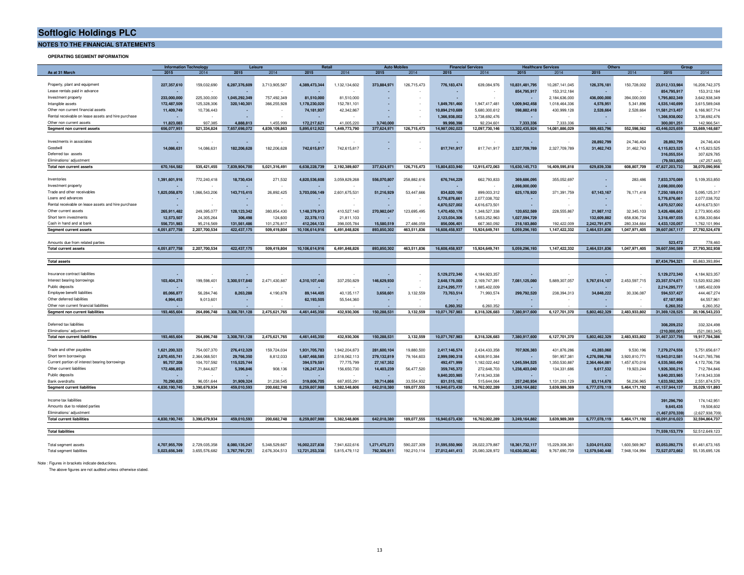# Softlogic Holdings PLC

## NOTES TO THE FINANCIAL STATEMENTS

### OPERATING SEGMENT INFORMATION

| | Information Technology | | Leisure | | Retail | | Auto Mobiles | | Financial Services | | Healthcare Services | | Others | | Group | |
|---|---|---|---|---|---|---|---|---|---|---|---|---|---|---|---|---|
| As at 31 March | 2015 | 2014 | 2015 | 2014 | 2015 | 2014 | 2015 | 2014 | 2015 | 2014 | 2015 | 2014 | 2015 | 2014 | 2015 | 2014 |
| Property, plant and equipment | 227,357,610 | 159,032,690 | 6,287,376,609 | 3,713,905,587 | 4,389,473,344 | 1,132,134,602 | 373,884,971 | 126,715,473 | 776,183,474 | 639,084,976 | 10,831,481,795 | 10,287,141,045 | 126,376,181 | 150,728,002 | 23,012,133,984 | 16,208,742,375 |
| Lease rentals paid in advance | - | - | - | - | - | - | - | - | - | - | 854,795,917 | 153,312,184 | - | - | 854,795,917 | 153,312,184 |
| Investment property | 233,000,000 | 225,300,000 | 1,045,292,349 | 757,492,349 | 81,510,000 | 81,510,000 | - | - | - | - | - | 2,184,636,000 | 436,000,000 | 394,000,000 | 1,795,802,349 | 3,642,938,349 |
| Intangible assets | 172,487,509 | 125,328,306 | 320,140,301 | 366,255,928 | 1,178,230,020 | 152,781,101 | - | - | 1,849,761,460 | 1,947,417,481 | 1,009,942,458 | 1,018,464,336 | 4,578,951 | 5,341,896 | 4,535,140,699 | 3,615,589,048 |
| Other non current financial assets | 11,409,749 | 10,736,443 | - | - | 74,181,937 | 42,342,867 | - | - | 10,894,210,689 | 5,680,300,612 | 598,882,418 | 430,999,128 | 2,528,664 | 2,528,664 | 11,581,213,457 | 6,166,907,714 |
| Rental receivable on lease assets and hire purchase | - | - | - | - | - | - | - | - | 1,366,938,002 | 3,738,692,476 | - | - | - | - | 1,366,938,002 | 3,738,692,476 |
| Other non current assets | 11,823,083 | 937,385 | 4,888,813 | 1,455,999 | 172,217,621 | 41,005,220 | 3,740,000 | - | 99,998,398 | 92,234,601 | 7,333,336 | 7,333,336 | - | - | 300,001,251 | 142,966,541 |
| **Segment non current assets** | 656,077,951 | 521,334,824 | 7,657,698,072 | 4,839,109,863 | 5,895,612,922 | 1,449,773,790 | 377,624,971 | 126,715,473 | 14,987,092,023 | 12,097,730,146 | 13,302,435,924 | 14,081,886,029 | 569,483,796 | 552,598,562 | 43,446,025,659 | 33,669,148,687 |
| Investments in associates | - | - | - | - | - | - | - | - | - | - | - | - | 28,892,799 | 24,746,404 | 28,892,799 | 24,746,404 |
| Goodwill | 14,086,631 | 14,086,631 | 182,206,628 | 182,206,628 | 742,615,817 | 742,615,817 | - | - | 817,741,917 | 817,741,917 | 2,327,709,789 | 2,327,709,789 | 31,462,743 | 31,462,743 | 4,115,823,525 | 4,115,823,525 |
| Deferred tax assets | | | | | | | | | | | | | | | 316,055,554 | 307,629,785 |
| Eliminations/ adjustment | | | | | | | | | | | | | | | (79,593,805) | (47,257,445) |
| **Total non current assets** | 670,164,582 | 535,421,455 | 7,839,904,700 | 5,021,316,491 | 6,638,228,739 | 2,192,389,607 | 377,624,971 | 126,715,473 | 15,804,833,940 | 12,915,472,063 | 15,630,145,713 | 16,409,595,818 | 629,839,338 | 608,807,709 | 47,827,203,732 | 38,070,090,956 |
| Inventories | 1,391,601,916 | 772,240,418 | 18,730,434 | 271,532 | 4,820,536,608 | 3,059,829,268 | 556,070,807 | 258,882,616 | 676,744,229 | 662,793,833 | 369,686,095 | 355,052,697 | - | 283,486 | 7,833,370,089 | 5,109,353,850 |
| Investment property | - | - | - | - | - | - | - | - | - | - | 2,698,000,000 | - | - | - | 2,698,000,000 | - |
| Trade and other receivables | 1,825,058,870 | 1,066,543,206 | 143,715,415 | 26,892,425 | 3,703,056,149 | 2,601,675,531 | 51,216,929 | 53,447,666 | 834,820,160 | 899,003,312 | 625,178,920 | 371,391,759 | 67,143,167 | 76,171,418 | 7,250,189,610 | 5,095,125,317 |
| Loans and advances | - | - | - | - | - | - | - | - | 5,776,876,661 | 2,077,038,702 | - | - | - | - | 5,776,876,661 | 2,077,038,702 |
| Rental receivable on lease assets and hire purchase | - | - | - | - | - | - | - | - | 4,870,527,002 | 4,616,673,501 | - | - | - | - | 4,870,527,002 | 4,616,673,501 |
| Other current assets | 265,911,482 | 249,395,077 | 128,123,342 | 380,854,430 | 1,148,379,913 | 410,527,140 | 270,982,047 | 123,695,495 | 1,470,450,178 | 1,348,527,338 | 120,652,589 | 228,555,867 | 21,987,112 | 32,345,103 | 3,426,486,663 | 2,773,900,450 |
| Short term investments | 12,573,507 | 24,305,264 | 306,498 | 124,600 | 22,378,113 | 21,811,103 | - | - | 2,123,034,306 | 5,653,252,963 | 1,027,594,729 | - | 132,609,882 | 658,836,734 | 3,318,497,035 | 6,358,330,664 |
| Cash in hand and at bank | 556,731,983 | 95,216,569 | 131,561,486 | 101,276,817 | 412,264,133 | 398,005,784 | 15,580,519 | 27,486,059 | 856,006,401 | 667,360,092 | 218,183,860 | 192,422,009 | 2,242,791,675 | 280,334,664 | 4,433,120,057 | 1,762,101,994 |
| **Segment current assets** | 4,051,877,758 | 2,207,700,534 | 422,437,175 | 509,419,804 | 10,106,614,916 | 6,491,848,826 | 893,850,302 | 463,511,836 | 16,608,458,937 | 15,924,649,741 | 5,059,296,193 | 1,147,422,332 | 2,464,531,836 | 1,047,971,405 | 39,607,067,117 | 27,792,524,478 |
| Amounts due from related parties | | | | | | | | | | | | | | | 523,472 | 778,460 |
| **Total current assets** | 4,051,877,758 | 2,207,700,534 | 422,437,175 | 509,419,804 | 10,106,614,916 | 6,491,848,826 | 893,850,302 | 463,511,836 | 16,608,458,937 | 15,924,649,741 | 5,059,296,193 | 1,147,422,332 | 2,464,531,836 | 1,047,971,405 | 39,607,590,589 | 27,793,302,938 |
| **Total assets** | | | | | | | | | | | | | | | 87,434,794,321 | 65,863,393,894 |
| Insurance contract liabilities | - | - | - | - | - | - | - | - | 5,129,272,340 | 4,184,923,357 | - | - | - | - | 5,129,272,340 | 4,184,923,357 |
| Interest bearing borrowings | 103,404,274 | 199,598,401 | 3,300,517,840 | 2,471,430,887 | 4,310,107,440 | 337,250,829 | 146,629,930 | - | 2,648,176,000 | 2,169,747,391 | 7,081,125,080 | 5,889,307,057 | 5,767,614,107 | 2,453,597,715 | 23,357,574,671 | 13,520,932,280 |
| Public deposits | - | - | - | - | - | - | - | - | 2,214,295,777 | 1,885,402,009 | - | - | - | - | 2,214,295,777 | 1,885,402,009 |
| Employee benefit liabilities | 85,066,877 | 56,284,746 | 8,263,288 | 4,190,878 | 89,144,405 | 40,135,117 | 3,658,601 | 3,132,559 | 73,763,514 | 71,993,574 | 299,792,520 | 238,394,313 | 34,848,222 | 30,336,067 | 594,537,427 | 444,467,274 |
| Other deferred liabilities | 4,994,453 | 9,013,601 | - | - | 62,193,505 | 55,544,360 | - | - | - | - | - | - | - | - | 67,187,958 | 64,557,961 |
| Other non current financial liabilities | - | - | - | - | - | - | - | - | 6,260,352 | 6,260,352 | - | - | - | - | 6,260,352 | 6,260,352 |
| **Segment non current liabilities** | 193,465,604 | 264,896,748 | 3,308,781,128 | 2,475,621,765 | 4,461,445,350 | 432,930,306 | 150,288,531 | 3,132,559 | 10,071,767,983 | 8,318,326,683 | 7,380,917,600 | 6,127,701,370 | 5,802,462,329 | 2,483,933,802 | 31,369,128,525 | 20,106,543,233 |
| Deferred tax liabilities | | | | | | | | | | | | | | | 308,209,232 | 332,324,498 |
| Eliminations/ adjustment | | | | | | | | | | | | | | | (210,000,001) | (521,083,345) |
| **Total non current liabilities** | 193,465,604 | 264,896,748 | 3,308,781,128 | 2,475,621,765 | 4,461,445,350 | 432,930,306 | 150,288,531 | 3,132,559 | 10,071,767,983 | 8,318,326,683 | 7,380,917,600 | 6,127,701,370 | 5,802,462,329 | 2,483,933,802 | 31,467,337,756 | 19,917,784,386 |
| Trade and other payables | 1,621,200,323 | 754,007,370 | 276,412,329 | 159,724,034 | 1,931,705,783 | 1,942,204,873 | 281,600,104 | 19,880,500 | 2,417,146,574 | 2,434,433,358 | 707,926,383 | 431,876,286 | 43,283,060 | 9,530,196 | 7,279,274,556 | 5,751,656,617 |
| Short term borrowings | 2,870,455,741 | 2,364,068,501 | 29,766,350 | 8,812,033 | 5,487,468,585 | 2,518,062,113 | 279,132,819 | 79,164,603 | 2,999,590,318 | 4,938,910,384 | - | 591,957,381 | 4,276,598,768 | 3,920,810,771 | 15,943,012,581 | 14,421,785,786 |
| Current portion of interest bearing borrowings | 95,757,208 | 104,707,592 | 115,525,744 | - | 394,579,581 | 77,775,799 | 27,167,352 | - | 492,471,999 | 1,182,022,442 | 1,045,594,525 | 1,350,530,887 | 2,364,464,081 | 1,457,670,016 | 4,535,560,490 | 4,172,706,736 |
| Other current liabilities | 172,486,853 | 71,844,827 | 5,396,846 | 908,136 | 126,247,334 | 156,650,730 | 14,403,239 | 56,477,520 | 359,745,372 | 272,648,703 | 1,238,403,040 | 134,331,686 | 9,617,532 | 19,923,244 | 1,926,300,216 | 712,784,846 |
| Public deposits | - | - | - | - | - | - | - | - | 9,840,203,985 | 7,418,343,338 | - | - | - | - | 9,840,203,985 | 7,418,343,338 |
| Bank overdrafts | 70,290,620 | 96,051,644 | 31,909,324 | 31,238,545 | 319,806,705 | 687,855,291 | 39,714,866 | 33,554,932 | 831,515,182 | 515,644,064 | 257,240,934 | 1,131,293,129 | 83,114,678 | 56,236,965 | 1,633,592,309 | 2,551,874,570 |
| **Segment current liabilities** | 4,830,190,745 | 3,390,679,934 | 459,010,593 | 200,682,748 | 8,259,807,988 | 5,382,548,806 | 642,018,380 | 189,077,555 | 16,940,673,430 | 16,762,002,289 | 3,249,164,882 | 3,639,989,369 | 6,777,078,119 | 5,464,171,192 | 41,157,944,137 | 35,029,151,893 |
| Income tax liabilities | | | | | | | | | | | | | | | 391,296,790 | 174,142,951 |
| Amounts due to related parties | | | | | | | | | | | | | | | 9,645,435 | 19,508,602 |
| Eliminations/ adjustment | | | | | | | | | | | | | | | (1,467,070,339) | (2,627,938,709) |
| **Total current liabilities** | 4,830,190,745 | 3,390,679,934 | 459,010,593 | 200,682,748 | 8,259,807,988 | 5,382,548,806 | 642,018,380 | 189,077,555 | 16,940,673,430 | 16,762,002,289 | 3,249,164,882 | 3,639,989,369 | 6,777,078,119 | 5,464,171,192 | 40,091,816,023 | 32,594,864,737 |
| **Total liabilities** | | | | | | | | | | | | | | | 71,559,153,779 | 52,512,649,123 |
| Total segment assets | 4,707,955,709 | 2,729,035,358 | 8,080,135,247 | 5,348,529,667 | 16,002,227,838 | 7,941,622,616 | 1,271,475,273 | 590,227,309 | 31,595,550,960 | 28,022,379,887 | 18,361,732,117 | 15,229,308,361 | 3,034,015,632 | 1,600,569,967 | 83,053,092,776 | 61,461,673,165 |
| Total segment liabilities | 5,023,656,349 | 3,655,576,682 | 3,767,791,721 | 2,676,304,513 | 12,721,253,338 | 5,815,479,112 | 792,306,911 | 192,210,114 | 27,012,441,413 | 25,080,328,972 | 10,630,082,482 | 9,767,690,739 | 12,579,540,448 | 7,948,104,994 | 72,527,072,662 | 55,135,695,126 |

Note : Figures in brackets indicate deductions.

The above figures are not audited unless otherwise stated.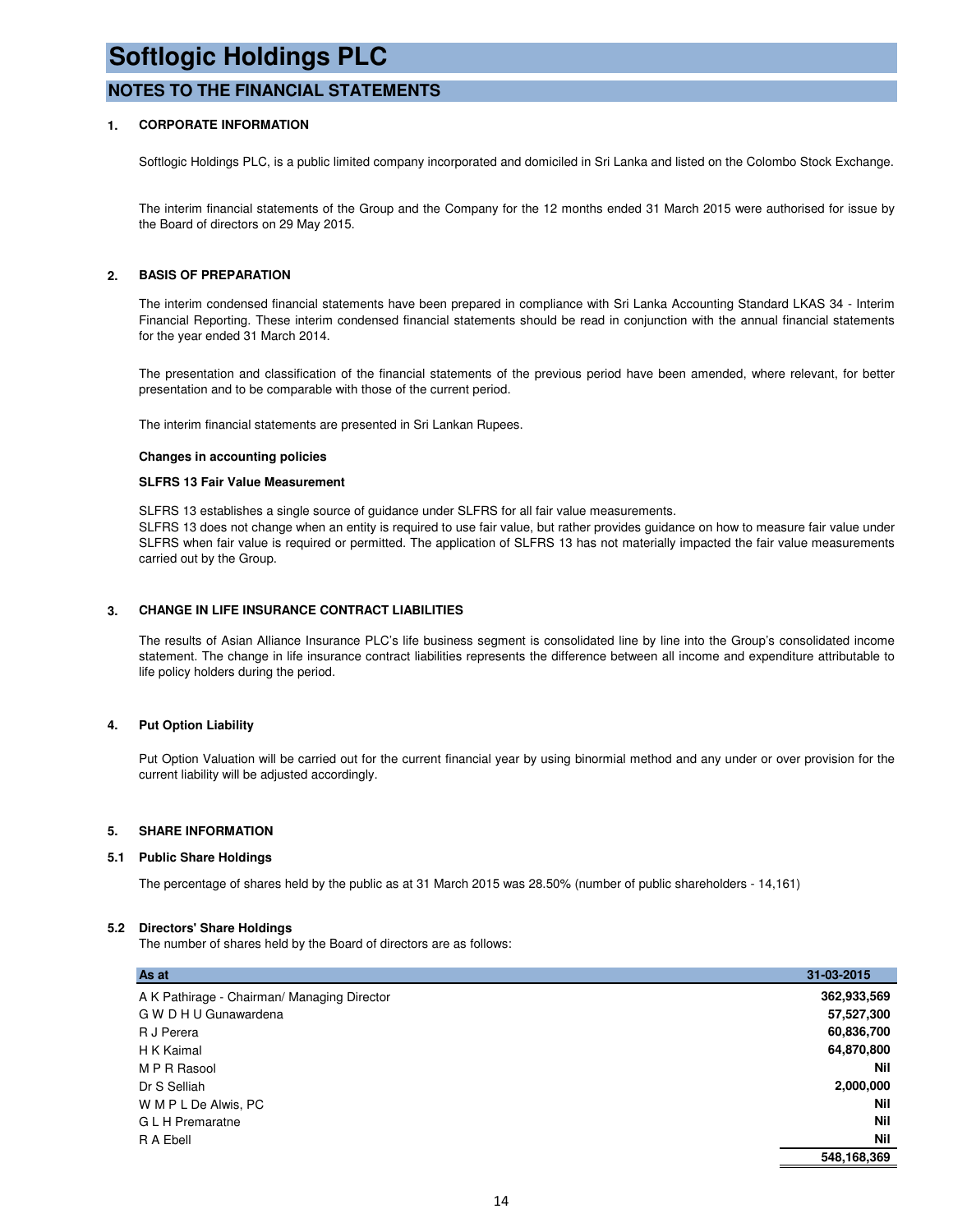# Softlogic Holdings PLC

## NOTES TO THE FINANCIAL STATEMENTS

### 1. CORPORATE INFORMATION

Softlogic Holdings PLC, is a public limited company incorporated and domiciled in Sri Lanka and listed on the Colombo Stock Exchange.

The interim financial statements of the Group and the Company for the 12 months ended 31 March 2015 were authorised for issue by the Board of directors on 29 May 2015.

### 2. BASIS OF PREPARATION

The interim condensed financial statements have been prepared in compliance with Sri Lanka Accounting Standard LKAS 34 - Interim Financial Reporting. These interim condensed financial statements should be read in conjunction with the annual financial statements for the year ended 31 March 2014.

The presentation and classification of the financial statements of the previous period have been amended, where relevant, for better presentation and to be comparable with those of the current period.

The interim financial statements are presented in Sri Lankan Rupees.

**Changes in accounting policies**

**SLFRS 13 Fair Value Measurement**

SLFRS 13 establishes a single source of guidance under SLFRS for all fair value measurements.
SLFRS 13 does not change when an entity is required to use fair value, but rather provides guidance on how to measure fair value under SLFRS when fair value is required or permitted. The application of SLFRS 13 has not materially impacted the fair value measurements carried out by the Group.

### 3. CHANGE IN LIFE INSURANCE CONTRACT LIABILITIES

The results of Asian Alliance Insurance PLC's life business segment is consolidated line by line into the Group's consolidated income statement. The change in life insurance contract liabilities represents the difference between all income and expenditure attributable to life policy holders during the period.

### 4. Put Option Liability

Put Option Valuation will be carried out for the current financial year by using binormial method and any under or over provision for the current liability will be adjusted accordingly.

### 5. SHARE INFORMATION

#### 5.1 Public Share Holdings

The percentage of shares held by the public as at 31 March 2015 was 28.50% (number of public shareholders - 14,161)

#### 5.2 Directors' Share Holdings

The number of shares held by the Board of directors are as follows:

| As at | 31-03-2015 |
|---|---|
| A K Pathirage - Chairman/ Managing Director | **362,933,569** |
| G W D H U Gunawardena | **57,527,300** |
| R J Perera | **60,836,700** |
| H K Kaimal | **64,870,800** |
| M P R Rasool | **Nil** |
| Dr S Selliah | **2,000,000** |
| W M P L De Alwis, PC | **Nil** |
| G L H Premaratne | **Nil** |
| R A Ebell | **Nil** |
| | **548,168,369** |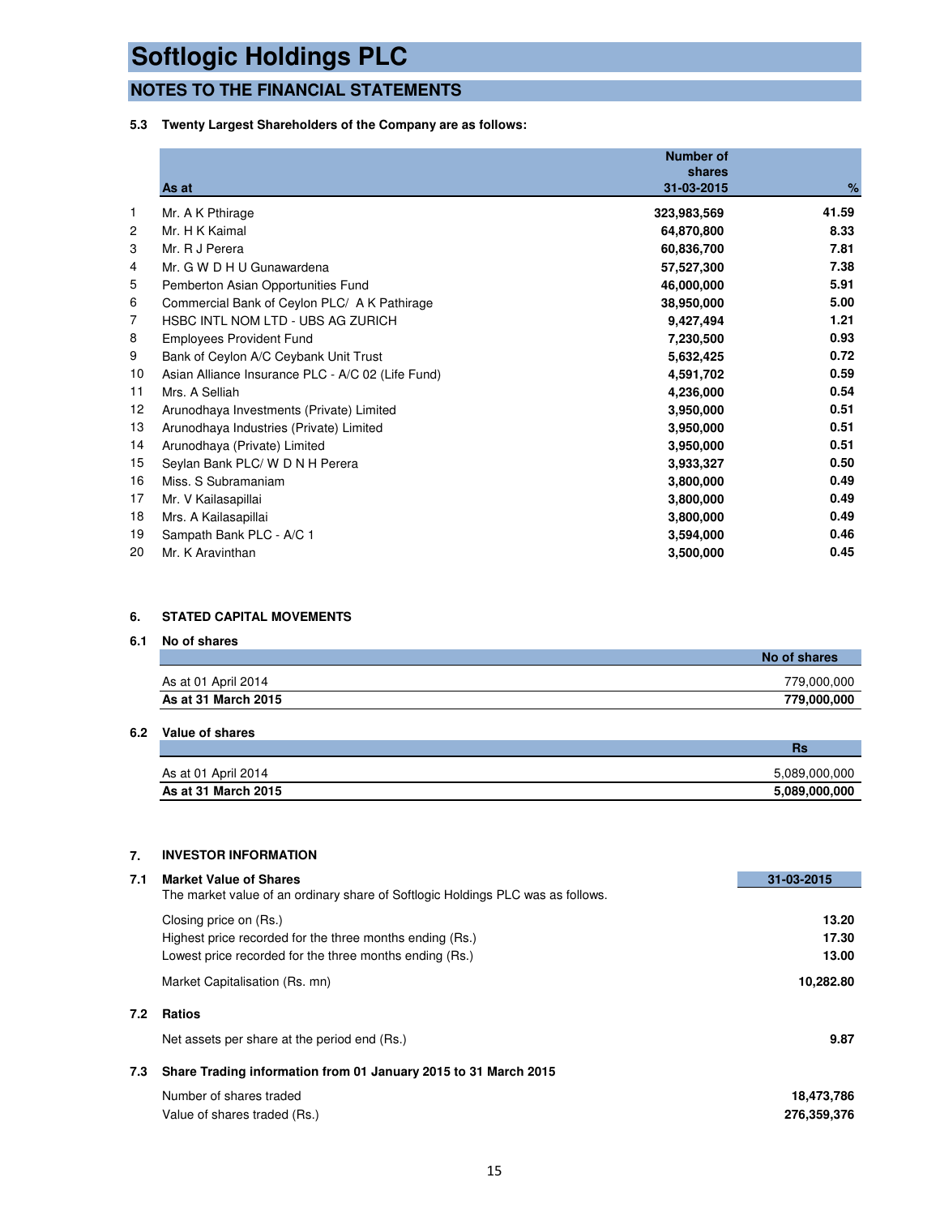# Softlogic Holdings PLC

## NOTES TO THE FINANCIAL STATEMENTS

### 5.3 Twenty Largest Shareholders of the Company are as follows:

| | As at | Number of shares 31-03-2015 | % |
|---|---|---|---|
| 1 | Mr. A K Pthirage | 323,983,569 | 41.59 |
| 2 | Mr. H K Kaimal | 64,870,800 | 8.33 |
| 3 | Mr. R J Perera | 60,836,700 | 7.81 |
| 4 | Mr. G W D H U Gunawardena | 57,527,300 | 7.38 |
| 5 | Pemberton Asian Opportunities Fund | 46,000,000 | 5.91 |
| 6 | Commercial Bank of Ceylon PLC/ A K Pathirage | 38,950,000 | 5.00 |
| 7 | HSBC INTL NOM LTD - UBS AG ZURICH | 9,427,494 | 1.21 |
| 8 | Employees Provident Fund | 7,230,500 | 0.93 |
| 9 | Bank of Ceylon A/C Ceybank Unit Trust | 5,632,425 | 0.72 |
| 10 | Asian Alliance Insurance PLC - A/C 02 (Life Fund) | 4,591,702 | 0.59 |
| 11 | Mrs. A Selliah | 4,236,000 | 0.54 |
| 12 | Arunodhaya Investments (Private) Limited | 3,950,000 | 0.51 |
| 13 | Arunodhaya Industries (Private) Limited | 3,950,000 | 0.51 |
| 14 | Arunodhaya (Private) Limited | 3,950,000 | 0.51 |
| 15 | Seylan Bank PLC/ W D N H Perera | 3,933,327 | 0.50 |
| 16 | Miss. S Subramaniam | 3,800,000 | 0.49 |
| 17 | Mr. V Kailasapillai | 3,800,000 | 0.49 |
| 18 | Mrs. A Kailasapillai | 3,800,000 | 0.49 |
| 19 | Sampath Bank PLC - A/C 1 | 3,594,000 | 0.46 |
| 20 | Mr. K Aravinthan | 3,500,000 | 0.45 |

### 6. STATED CAPITAL MOVEMENTS

#### 6.1 No of shares

| | No of shares |
|---|---|
| As at 01 April 2014 | 779,000,000 |
| **As at 31 March 2015** | **779,000,000** |

#### 6.2 Value of shares

| | Rs |
|---|---|
| As at 01 April 2014 | 5,089,000,000 |
| **As at 31 March 2015** | **5,089,000,000** |

### 7. INVESTOR INFORMATION

#### 7.1 Market Value of Shares

The market value of an ordinary share of Softlogic Holdings PLC was as follows.

| | 31-03-2015 |
|---|---|
| Closing price on (Rs.) | 13.20 |
| Highest price recorded for the three months ending (Rs.) | 17.30 |
| Lowest price recorded for the three months ending (Rs.) | 13.00 |
| Market Capitalisation (Rs. mn) | 10,282.80 |

#### 7.2 Ratios

| | |
|---|---|
| Net assets per share at the period end (Rs.) | 9.87 |

#### 7.3 Share Trading information from 01 January 2015 to 31 March 2015

| | |
|---|---|
| Number of shares traded | 18,473,786 |
| Value of shares traded (Rs.) | 276,359,376 |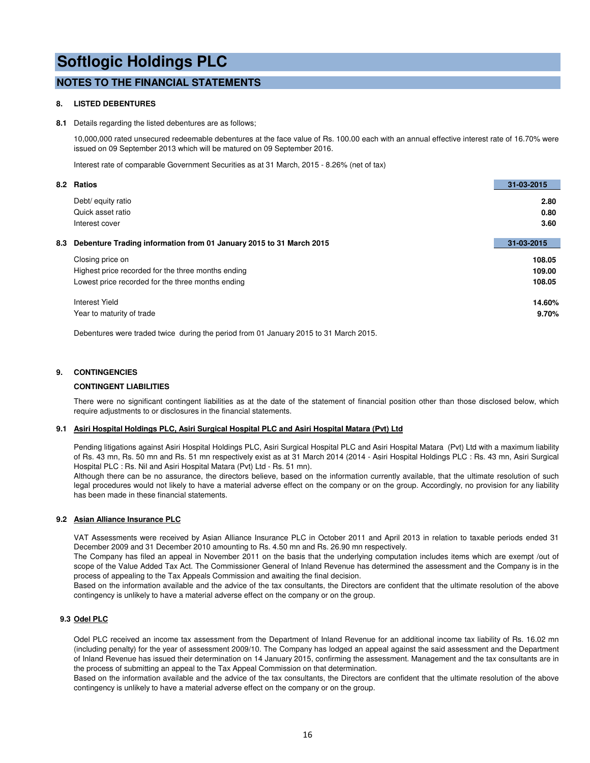# Softlogic Holdings PLC

## NOTES TO THE FINANCIAL STATEMENTS

### 8. LISTED DEBENTURES

**8.1** Details regarding the listed debentures are as follows;

10,000,000 rated unsecured redeemable debentures at the face value of Rs. 100.00 each with an annual effective interest rate of 16.70% were issued on 09 September 2013 which will be matured on 09 September 2016.

Interest rate of comparable Government Securities as at 31 March, 2015 - 8.26% (net of tax)

**8.2 Ratios**

| | 31-03-2015 |
|---|---|
| Debt/ equity ratio | **2.80** |
| Quick asset ratio | **0.80** |
| Interest cover | **3.60** |

**8.3 Debenture Trading information from 01 January 2015 to 31 March 2015**

| | 31-03-2015 |
|---|---|
| Closing price on | **108.05** |
| Highest price recorded for the three months ending | **109.00** |
| Lowest price recorded for the three months ending | **108.05** |
| Interest Yield | **14.60%** |
| Year to maturity of trade | **9.70%** |

Debentures were traded twice during the period from 01 January 2015 to 31 March 2015.

### 9. CONTINGENCIES

**CONTINGENT LIABILITIES**

There were no significant contingent liabilities as at the date of the statement of financial position other than those disclosed below, which require adjustments to or disclosures in the financial statements.

**9.1 Asiri Hospital Holdings PLC, Asiri Surgical Hospital PLC and Asiri Hospital Matara (Pvt) Ltd**

Pending litigations against Asiri Hospital Holdings PLC, Asiri Surgical Hospital PLC and Asiri Hospital Matara (Pvt) Ltd with a maximum liability of Rs. 43 mn, Rs. 50 mn and Rs. 51 mn respectively exist as at 31 March 2014 (2014 - Asiri Hospital Holdings PLC : Rs. 43 mn, Asiri Surgical Hospital PLC : Rs. Nil and Asiri Hospital Matara (Pvt) Ltd - Rs. 51 mn).
Although there can be no assurance, the directors believe, based on the information currently available, that the ultimate resolution of such legal procedures would not likely to have a material adverse effect on the company or on the group. Accordingly, no provision for any liability has been made in these financial statements.

**9.2 Asian Alliance Insurance PLC**

VAT Assessments were received by Asian Alliance Insurance PLC in October 2011 and April 2013 in relation to taxable periods ended 31 December 2009 and 31 December 2010 amounting to Rs. 4.50 mn and Rs. 26.90 mn respectively.
The Company has filed an appeal in November 2011 on the basis that the underlying computation includes items which are exempt /out of scope of the Value Added Tax Act. The Commissioner General of Inland Revenue has determined the assessment and the Company is in the process of appealing to the Tax Appeals Commission and awaiting the final decision.
Based on the information available and the advice of the tax consultants, the Directors are confident that the ultimate resolution of the above contingency is unlikely to have a material adverse effect on the company or on the group.

**9.3 Odel PLC**

Odel PLC received an income tax assessment from the Department of Inland Revenue for an additional income tax liability of Rs. 16.02 mn (including penalty) for the year of assessment 2009/10. The Company has lodged an appeal against the said assessment and the Department of Inland Revenue has issued their determination on 14 January 2015, confirming the assessment. Management and the tax consultants are in the process of submitting an appeal to the Tax Appeal Commission on that determination.
Based on the information available and the advice of the tax consultants, the Directors are confident that the ultimate resolution of the above contingency is unlikely to have a material adverse effect on the company or on the group.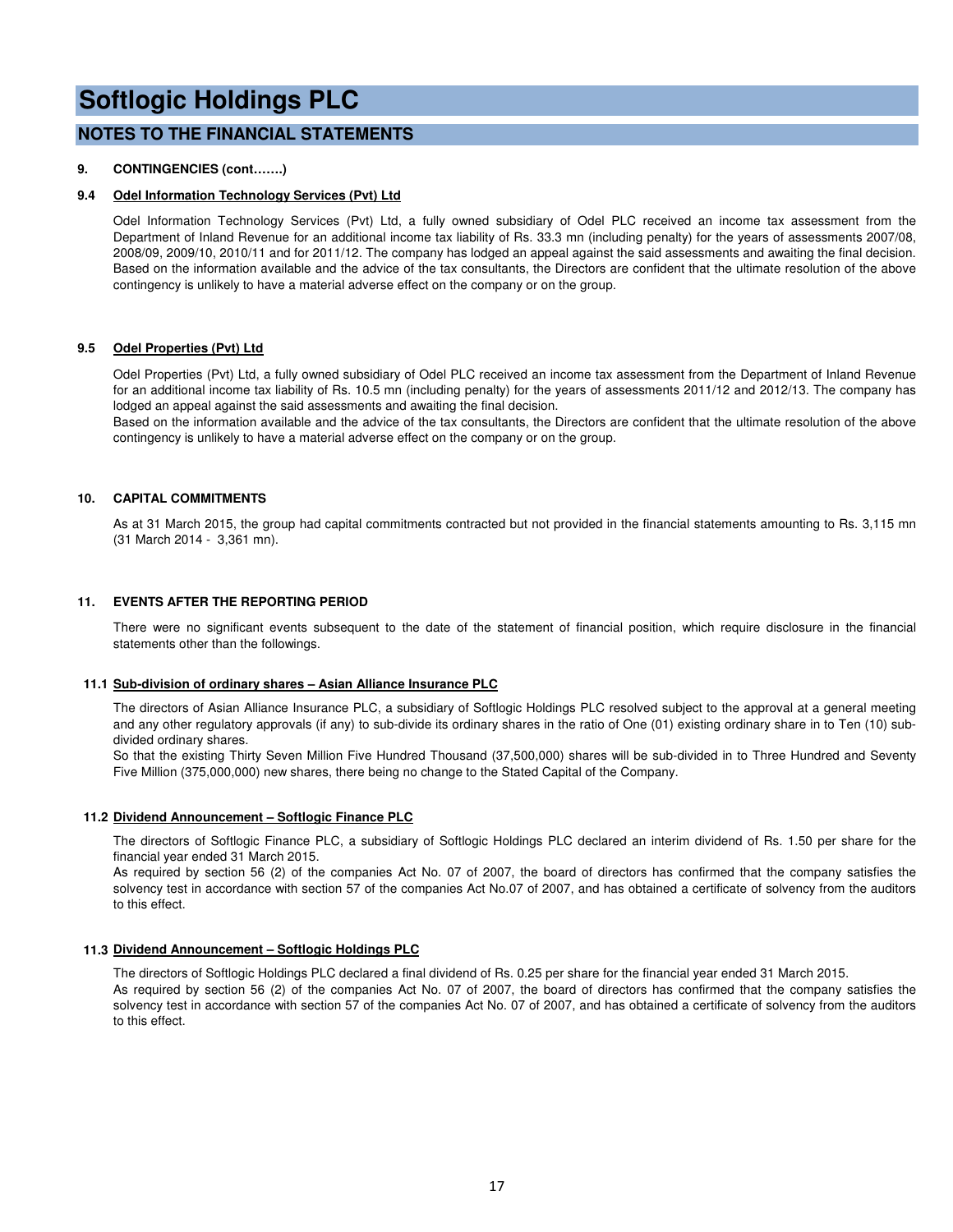# Softlogic Holdings PLC

## NOTES TO THE FINANCIAL STATEMENTS

**9. CONTINGENCIES (cont…….)**

**9.4 Odel Information Technology Services (Pvt) Ltd**

Odel Information Technology Services (Pvt) Ltd, a fully owned subsidiary of Odel PLC received an income tax assessment from the Department of Inland Revenue for an additional income tax liability of Rs. 33.3 mn (including penalty) for the years of assessments 2007/08, 2008/09, 2009/10, 2010/11 and for 2011/12. The company has lodged an appeal against the said assessments and awaiting the final decision. Based on the information available and the advice of the tax consultants, the Directors are confident that the ultimate resolution of the above contingency is unlikely to have a material adverse effect on the company or on the group.

**9.5 Odel Properties (Pvt) Ltd**

Odel Properties (Pvt) Ltd, a fully owned subsidiary of Odel PLC received an income tax assessment from the Department of Inland Revenue for an additional income tax liability of Rs. 10.5 mn (including penalty) for the years of assessments 2011/12 and 2012/13. The company has lodged an appeal against the said assessments and awaiting the final decision.
Based on the information available and the advice of the tax consultants, the Directors are confident that the ultimate resolution of the above contingency is unlikely to have a material adverse effect on the company or on the group.

**10. CAPITAL COMMITMENTS**

As at 31 March 2015, the group had capital commitments contracted but not provided in the financial statements amounting to Rs. 3,115 mn (31 March 2014 - 3,361 mn).

**11. EVENTS AFTER THE REPORTING PERIOD**

There were no significant events subsequent to the date of the statement of financial position, which require disclosure in the financial statements other than the followings.

**11.1 Sub-division of ordinary shares – Asian Alliance Insurance PLC**

The directors of Asian Alliance Insurance PLC, a subsidiary of Softlogic Holdings PLC resolved subject to the approval at a general meeting and any other regulatory approvals (if any) to sub-divide its ordinary shares in the ratio of One (01) existing ordinary share in to Ten (10) sub-divided ordinary shares.
So that the existing Thirty Seven Million Five Hundred Thousand (37,500,000) shares will be sub-divided in to Three Hundred and Seventy Five Million (375,000,000) new shares, there being no change to the Stated Capital of the Company.

**11.2 Dividend Announcement – Softlogic Finance PLC**

The directors of Softlogic Finance PLC, a subsidiary of Softlogic Holdings PLC declared an interim dividend of Rs. 1.50 per share for the financial year ended 31 March 2015.
As required by section 56 (2) of the companies Act No. 07 of 2007, the board of directors has confirmed that the company satisfies the solvency test in accordance with section 57 of the companies Act No.07 of 2007, and has obtained a certificate of solvency from the auditors to this effect.

**11.3 Dividend Announcement – Softlogic Holdings PLC**

The directors of Softlogic Holdings PLC declared a final dividend of Rs. 0.25 per share for the financial year ended 31 March 2015.
As required by section 56 (2) of the companies Act No. 07 of 2007, the board of directors has confirmed that the company satisfies the solvency test in accordance with section 57 of the companies Act No. 07 of 2007, and has obtained a certificate of solvency from the auditors to this effect.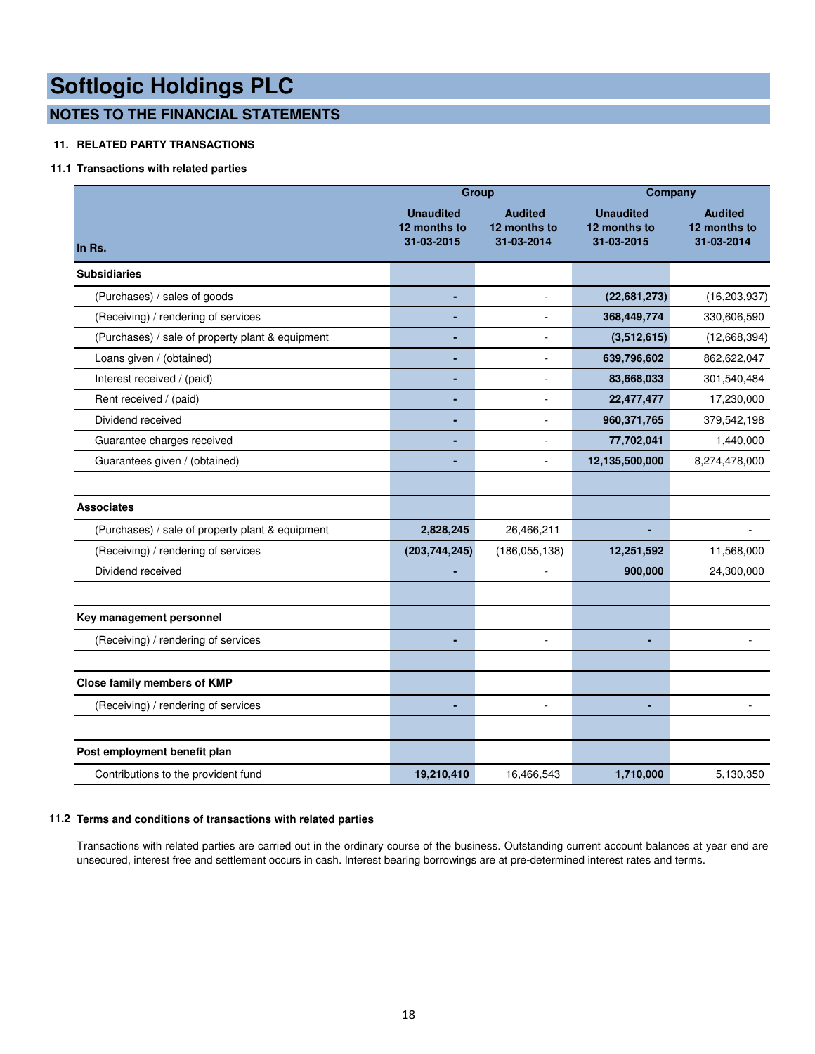# Softlogic Holdings PLC

## NOTES TO THE FINANCIAL STATEMENTS

### 11. RELATED PARTY TRANSACTIONS

#### 11.1 Transactions with related parties

| In Rs. | Group | | Company | |
|---|---|---|---|---|
| | Unaudited 12 months to 31-03-2015 | Audited 12 months to 31-03-2014 | Unaudited 12 months to 31-03-2015 | Audited 12 months to 31-03-2014 |
| **Subsidiaries** | | | | |
| (Purchases) / sales of goods | **-** | - | **(22,681,273)** | (16,203,937) |
| (Receiving) / rendering of services | **-** | - | **368,449,774** | 330,606,590 |
| (Purchases) / sale of property plant & equipment | **-** | - | **(3,512,615)** | (12,668,394) |
| Loans given / (obtained) | **-** | - | **639,796,602** | 862,622,047 |
| Interest received / (paid) | **-** | - | **83,668,033** | 301,540,484 |
| Rent received / (paid) | **-** | - | **22,477,477** | 17,230,000 |
| Dividend received | **-** | - | **960,371,765** | 379,542,198 |
| Guarantee charges received | **-** | - | **77,702,041** | 1,440,000 |
| Guarantees given / (obtained) | **-** | - | **12,135,500,000** | 8,274,478,000 |
| | | | | |
| **Associates** | | | | |
| (Purchases) / sale of property plant & equipment | **2,828,245** | 26,466,211 | **-** | - |
| (Receiving) / rendering of services | **(203,744,245)** | (186,055,138) | **12,251,592** | 11,568,000 |
| Dividend received | **-** | - | **900,000** | 24,300,000 |
| | | | | |
| **Key management personnel** | | | | |
| (Receiving) / rendering of services | **-** | - | **-** | - |
| | | | | |
| **Close family members of KMP** | | | | |
| (Receiving) / rendering of services | **-** | - | **-** | - |
| | | | | |
| **Post employment benefit plan** | | | | |
| Contributions to the provident fund | **19,210,410** | 16,466,543 | **1,710,000** | 5,130,350 |

#### 11.2 Terms and conditions of transactions with related parties

Transactions with related parties are carried out in the ordinary course of the business. Outstanding current account balances at year end are unsecured, interest free and settlement occurs in cash. Interest bearing borrowings are at pre-determined interest rates and terms.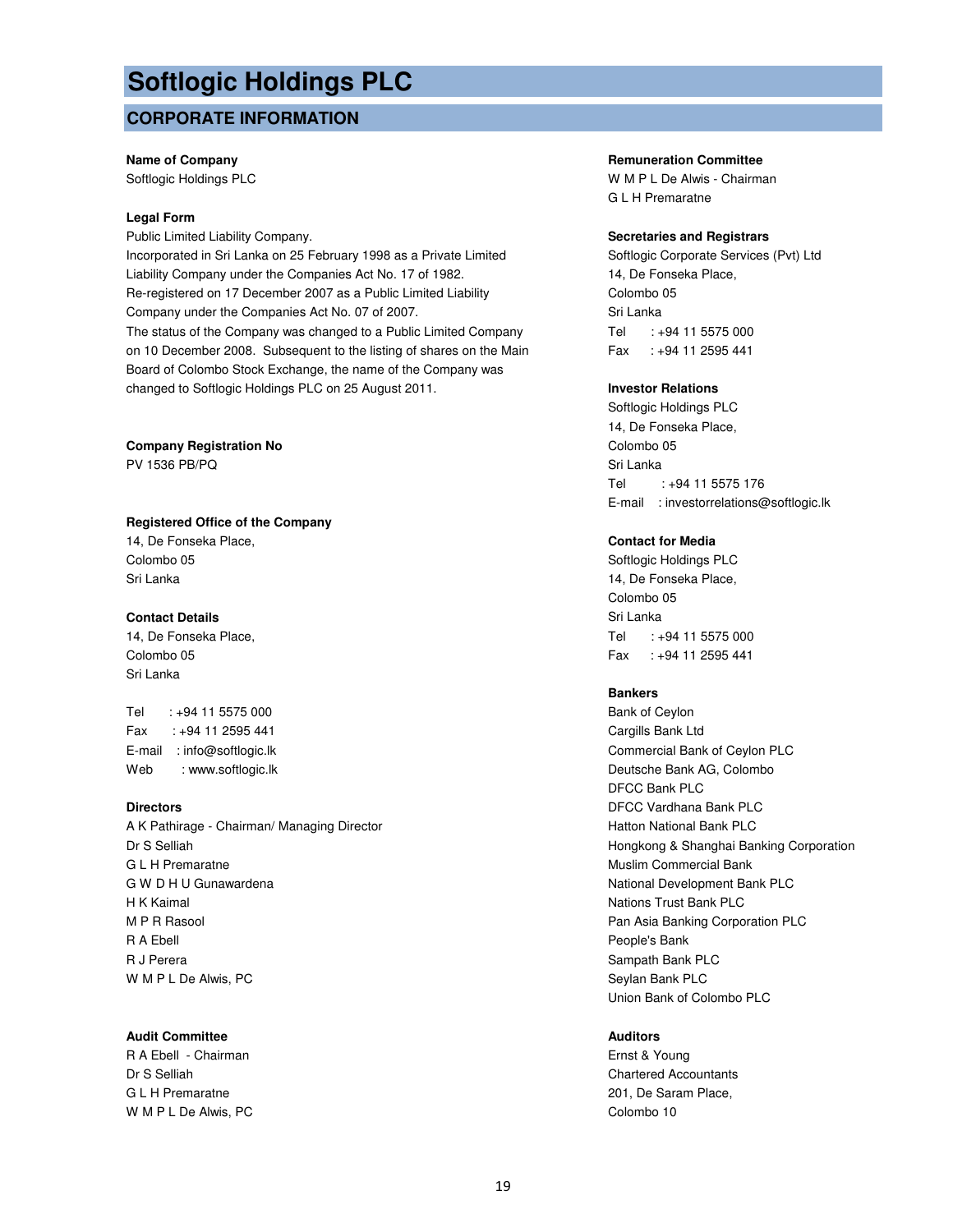# Softlogic Holdings PLC

## CORPORATE INFORMATION

**Name of Company**
Softlogic Holdings PLC

**Legal Form**
Public Limited Liability Company.
Incorporated in Sri Lanka on 25 February 1998 as a Private Limited Liability Company under the Companies Act No. 17 of 1982.
Re-registered on 17 December 2007 as a Public Limited Liability Company under the Companies Act No. 07 of 2007.
The status of the Company was changed to a Public Limited Company on 10 December 2008. Subsequent to the listing of shares on the Main Board of Colombo Stock Exchange, the name of the Company was changed to Softlogic Holdings PLC on 25 August 2011.

**Company Registration No**
PV 1536 PB/PQ

**Registered Office of the Company**
14, De Fonseka Place,
Colombo 05
Sri Lanka

**Contact Details**
14, De Fonseka Place,
Colombo 05
Sri Lanka

Tel : +94 11 5575 000
Fax : +94 11 2595 441
E-mail : info@softlogic.lk
Web : www.softlogic.lk

**Directors**
A K Pathirage - Chairman/ Managing Director
Dr S Selliah
G L H Premaratne
G W D H U Gunawardena
H K Kaimal
M P R Rasool
R A Ebell
R J Perera
W M P L De Alwis, PC

**Audit Committee**
R A Ebell - Chairman
Dr S Selliah
G L H Premaratne
W M P L De Alwis, PC

**Remuneration Committee**
W M P L De Alwis - Chairman
G L H Premaratne

**Secretaries and Registrars**
Softlogic Corporate Services (Pvt) Ltd
14, De Fonseka Place,
Colombo 05
Sri Lanka
Tel : +94 11 5575 000
Fax : +94 11 2595 441

**Investor Relations**
Softlogic Holdings PLC
14, De Fonseka Place,
Colombo 05
Sri Lanka
Tel : +94 11 5575 176
E-mail : investorrelations@softlogic.lk

**Contact for Media**
Softlogic Holdings PLC
14, De Fonseka Place,
Colombo 05
Sri Lanka
Tel : +94 11 5575 000
Fax : +94 11 2595 441

**Bankers**
Bank of Ceylon
Cargills Bank Ltd
Commercial Bank of Ceylon PLC
Deutsche Bank AG, Colombo
DFCC Bank PLC
DFCC Vardhana Bank PLC
Hatton National Bank PLC
Hongkong & Shanghai Banking Corporation
Muslim Commercial Bank
National Development Bank PLC
Nations Trust Bank PLC
Pan Asia Banking Corporation PLC
People's Bank
Sampath Bank PLC
Seylan Bank PLC
Union Bank of Colombo PLC

**Auditors**
Ernst & Young
Chartered Accountants
201, De Saram Place,
Colombo 10